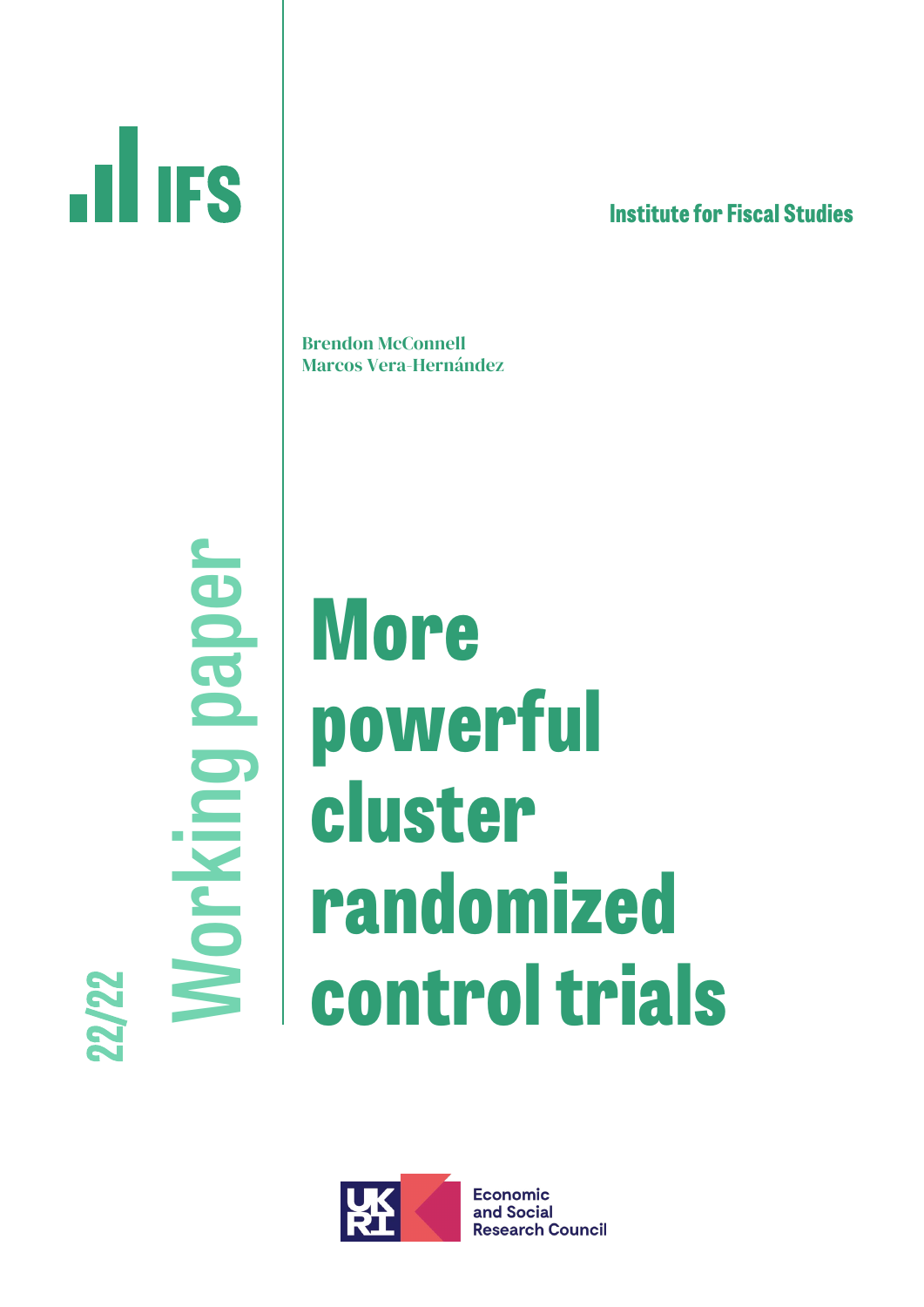IFS

Institute for Fiscal Studies

Brendon McConnell
Marcos Vera-Hernández

Working paper 22/22

# More powerful cluster randomized control trials

Economic and Social Research Council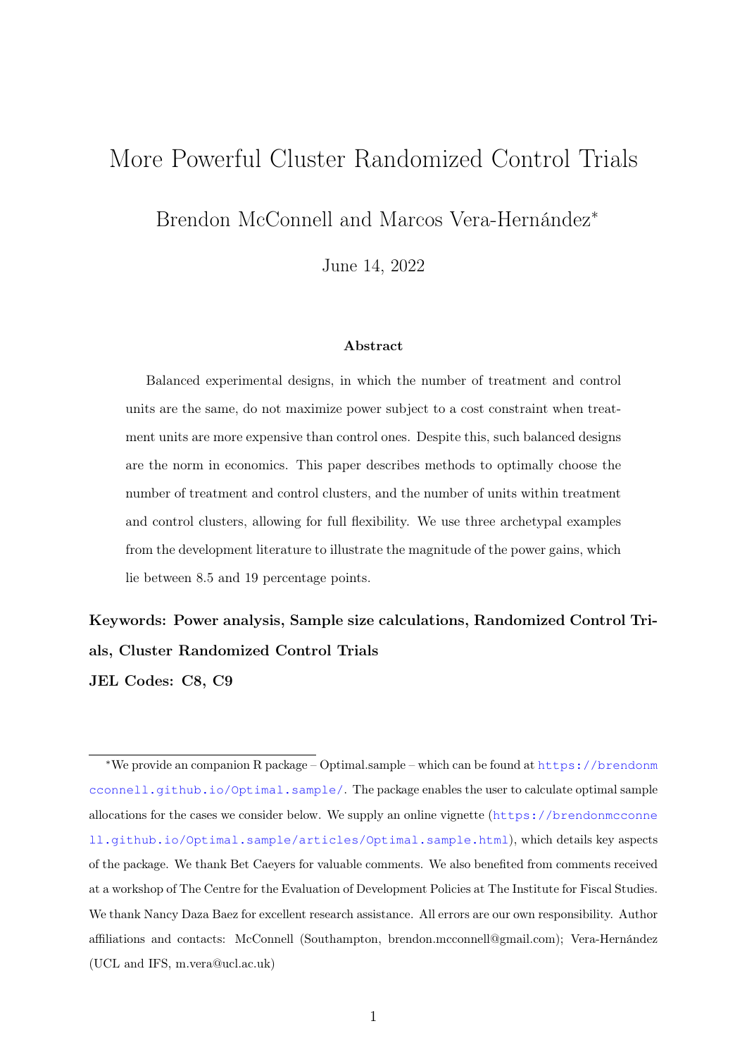# More Powerful Cluster Randomized Control Trials

Brendon McConnell and Marcos Vera-Hernández*

June 14, 2022

**Abstract**

Balanced experimental designs, in which the number of treatment and control units are the same, do not maximize power subject to a cost constraint when treatment units are more expensive than control ones. Despite this, such balanced designs are the norm in economics. This paper describes methods to optimally choose the number of treatment and control clusters, and the number of units within treatment and control clusters, allowing for full flexibility. We use three archetypal examples from the development literature to illustrate the magnitude of the power gains, which lie between 8.5 and 19 percentage points.

**Keywords: Power analysis, Sample size calculations, Randomized Control Trials, Cluster Randomized Control Trials**

**JEL Codes: C8, C9**

*We provide an companion R package – Optimal.sample – which can be found at https://brendonmcconnell.github.io/Optimal.sample/. The package enables the user to calculate optimal sample allocations for the cases we consider below. We supply an online vignette (https://brendonmcconnell.github.io/Optimal.sample/articles/Optimal.sample.html), which details key aspects of the package. We thank Bet Caeyers for valuable comments. We also benefited from comments received at a workshop of The Centre for the Evaluation of Development Policies at The Institute for Fiscal Studies. We thank Nancy Daza Baez for excellent research assistance. All errors are our own responsibility. Author affiliations and contacts: McConnell (Southampton, brendon.mcconnell@gmail.com); Vera-Hernández (UCL and IFS, m.vera@ucl.ac.uk)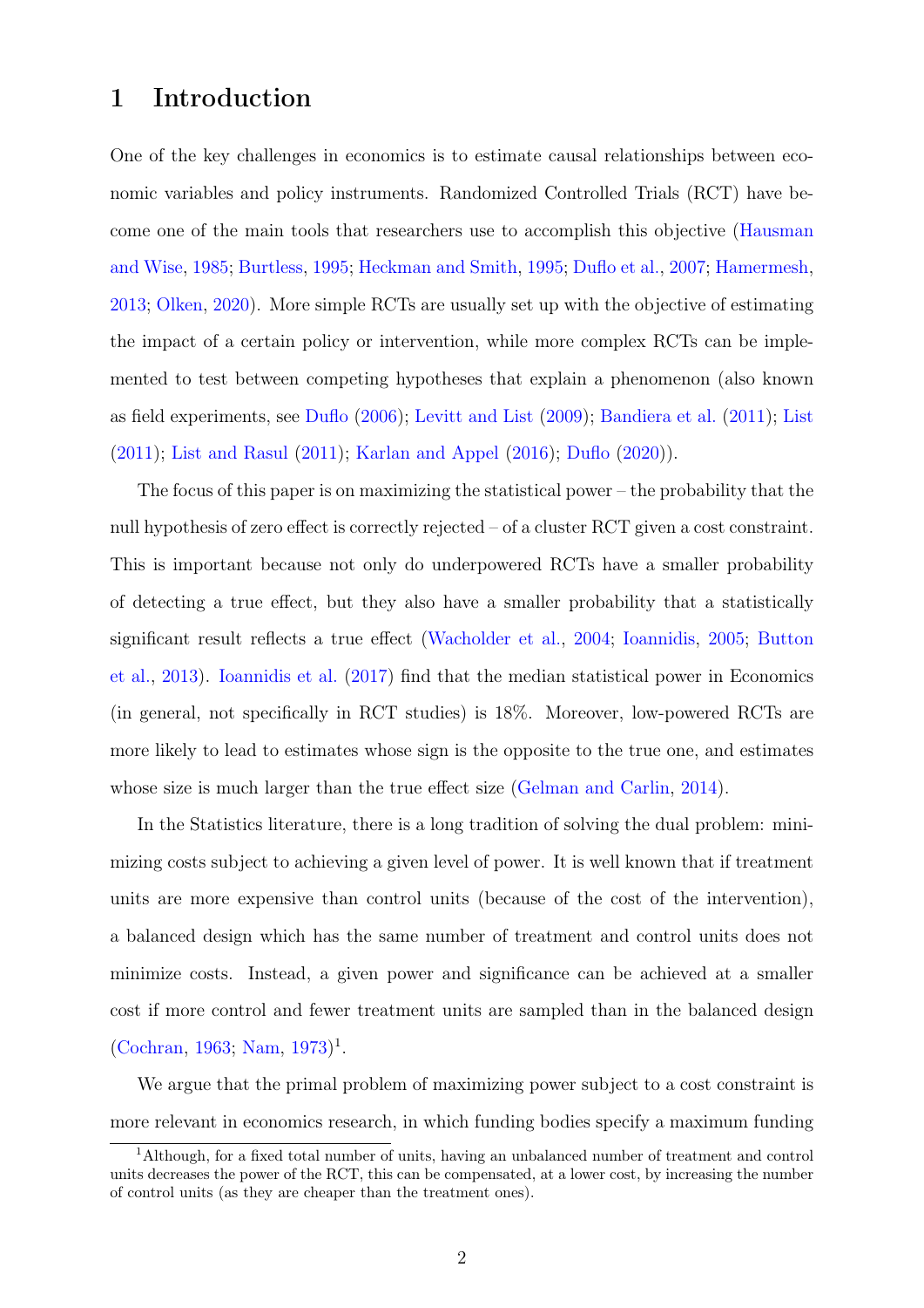# 1 Introduction

One of the key challenges in economics is to estimate causal relationships between economic variables and policy instruments. Randomized Controlled Trials (RCT) have become one of the main tools that researchers use to accomplish this objective (Hausman and Wise, 1985; Burtless, 1995; Heckman and Smith, 1995; Duflo et al., 2007; Hamermesh, 2013; Olken, 2020). More simple RCTs are usually set up with the objective of estimating the impact of a certain policy or intervention, while more complex RCTs can be implemented to test between competing hypotheses that explain a phenomenon (also known as field experiments, see Duflo (2006); Levitt and List (2009); Bandiera et al. (2011); List (2011); List and Rasul (2011); Karlan and Appel (2016); Duflo (2020)).

The focus of this paper is on maximizing the statistical power – the probability that the null hypothesis of zero effect is correctly rejected – of a cluster RCT given a cost constraint. This is important because not only do underpowered RCTs have a smaller probability of detecting a true effect, but they also have a smaller probability that a statistically significant result reflects a true effect (Wacholder et al., 2004; Ioannidis, 2005; Button et al., 2013). Ioannidis et al. (2017) find that the median statistical power in Economics (in general, not specifically in RCT studies) is 18%. Moreover, low-powered RCTs are more likely to lead to estimates whose sign is the opposite to the true one, and estimates whose size is much larger than the true effect size (Gelman and Carlin, 2014).

In the Statistics literature, there is a long tradition of solving the dual problem: minimizing costs subject to achieving a given level of power. It is well known that if treatment units are more expensive than control units (because of the cost of the intervention), a balanced design which has the same number of treatment and control units does not minimize costs. Instead, a given power and significance can be achieved at a smaller cost if more control and fewer treatment units are sampled than in the balanced design (Cochran, 1963; Nam, 1973)[1].

We argue that the primal problem of maximizing power subject to a cost constraint is more relevant in economics research, in which funding bodies specify a maximum funding

[1] Although, for a fixed total number of units, having an unbalanced number of treatment and control units decreases the power of the RCT, this can be compensated, at a lower cost, by increasing the number of control units (as they are cheaper than the treatment ones).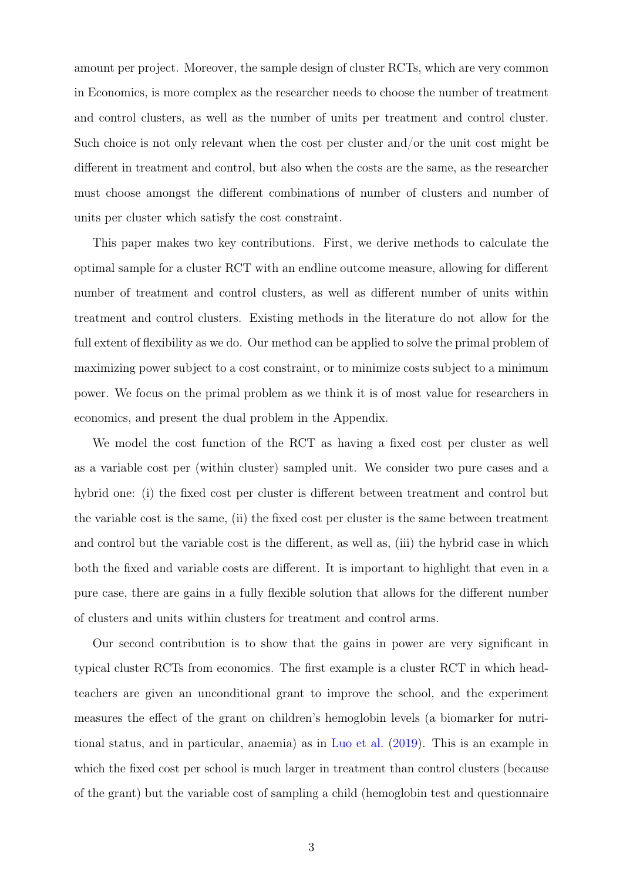amount per project. Moreover, the sample design of cluster RCTs, which are very common in Economics, is more complex as the researcher needs to choose the number of treatment and control clusters, as well as the number of units per treatment and control cluster. Such choice is not only relevant when the cost per cluster and/or the unit cost might be different in treatment and control, but also when the costs are the same, as the researcher must choose amongst the different combinations of number of clusters and number of units per cluster which satisfy the cost constraint.

This paper makes two key contributions. First, we derive methods to calculate the optimal sample for a cluster RCT with an endline outcome measure, allowing for different number of treatment and control clusters, as well as different number of units within treatment and control clusters. Existing methods in the literature do not allow for the full extent of flexibility as we do. Our method can be applied to solve the primal problem of maximizing power subject to a cost constraint, or to minimize costs subject to a minimum power. We focus on the primal problem as we think it is of most value for researchers in economics, and present the dual problem in the Appendix.

We model the cost function of the RCT as having a fixed cost per cluster as well as a variable cost per (within cluster) sampled unit. We consider two pure cases and a hybrid one: (i) the fixed cost per cluster is different between treatment and control but the variable cost is the same, (ii) the fixed cost per cluster is the same between treatment and control but the variable cost is the different, as well as, (iii) the hybrid case in which both the fixed and variable costs are different. It is important to highlight that even in a pure case, there are gains in a fully flexible solution that allows for the different number of clusters and units within clusters for treatment and control arms.

Our second contribution is to show that the gains in power are very significant in typical cluster RCTs from economics. The first example is a cluster RCT in which head-teachers are given an unconditional grant to improve the school, and the experiment measures the effect of the grant on children's hemoglobin levels (a biomarker for nutritional status, and in particular, anaemia) as in Luo et al. (2019). This is an example in which the fixed cost per school is much larger in treatment than control clusters (because of the grant) but the variable cost of sampling a child (hemoglobin test and questionnaire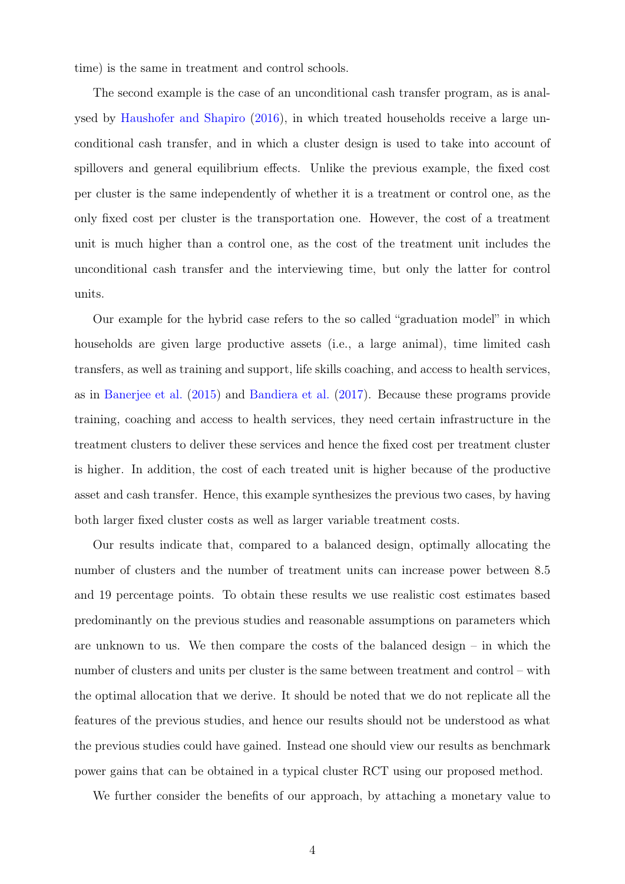time) is the same in treatment and control schools.

The second example is the case of an unconditional cash transfer program, as is analysed by Haushofer and Shapiro (2016), in which treated households receive a large unconditional cash transfer, and in which a cluster design is used to take into account of spillovers and general equilibrium effects. Unlike the previous example, the fixed cost per cluster is the same independently of whether it is a treatment or control one, as the only fixed cost per cluster is the transportation one. However, the cost of a treatment unit is much higher than a control one, as the cost of the treatment unit includes the unconditional cash transfer and the interviewing time, but only the latter for control units.

Our example for the hybrid case refers to the so called "graduation model" in which households are given large productive assets (i.e., a large animal), time limited cash transfers, as well as training and support, life skills coaching, and access to health services, as in Banerjee et al. (2015) and Bandiera et al. (2017). Because these programs provide training, coaching and access to health services, they need certain infrastructure in the treatment clusters to deliver these services and hence the fixed cost per treatment cluster is higher. In addition, the cost of each treated unit is higher because of the productive asset and cash transfer. Hence, this example synthesizes the previous two cases, by having both larger fixed cluster costs as well as larger variable treatment costs.

Our results indicate that, compared to a balanced design, optimally allocating the number of clusters and the number of treatment units can increase power between 8.5 and 19 percentage points. To obtain these results we use realistic cost estimates based predominantly on the previous studies and reasonable assumptions on parameters which are unknown to us. We then compare the costs of the balanced design – in which the number of clusters and units per cluster is the same between treatment and control – with the optimal allocation that we derive. It should be noted that we do not replicate all the features of the previous studies, and hence our results should not be understood as what the previous studies could have gained. Instead one should view our results as benchmark power gains that can be obtained in a typical cluster RCT using our proposed method.

We further consider the benefits of our approach, by attaching a monetary value to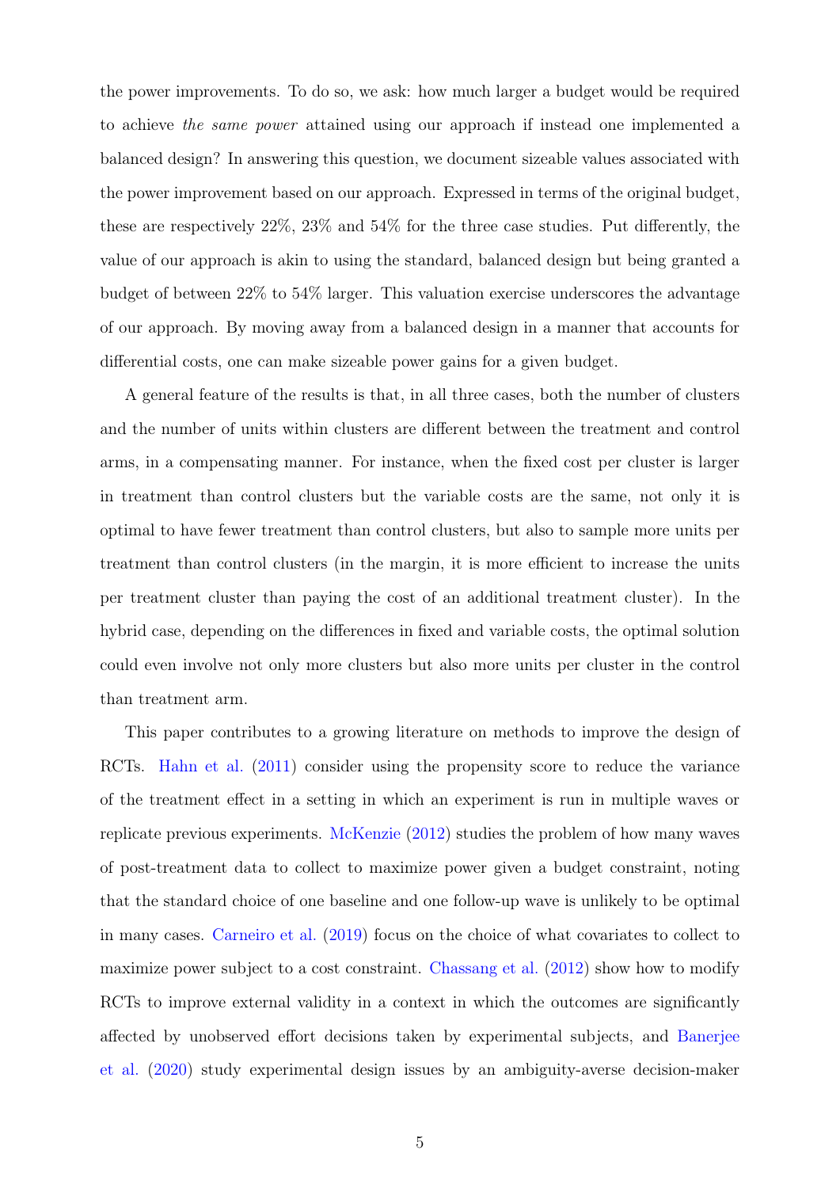the power improvements. To do so, we ask: how much larger a budget would be required to achieve *the same power* attained using our approach if instead one implemented a balanced design? In answering this question, we document sizeable values associated with the power improvement based on our approach. Expressed in terms of the original budget, these are respectively 22%, 23% and 54% for the three case studies. Put differently, the value of our approach is akin to using the standard, balanced design but being granted a budget of between 22% to 54% larger. This valuation exercise underscores the advantage of our approach. By moving away from a balanced design in a manner that accounts for differential costs, one can make sizeable power gains for a given budget.

A general feature of the results is that, in all three cases, both the number of clusters and the number of units within clusters are different between the treatment and control arms, in a compensating manner. For instance, when the fixed cost per cluster is larger in treatment than control clusters but the variable costs are the same, not only it is optimal to have fewer treatment than control clusters, but also to sample more units per treatment than control clusters (in the margin, it is more efficient to increase the units per treatment cluster than paying the cost of an additional treatment cluster). In the hybrid case, depending on the differences in fixed and variable costs, the optimal solution could even involve not only more clusters but also more units per cluster in the control than treatment arm.

This paper contributes to a growing literature on methods to improve the design of RCTs. Hahn et al. (2011) consider using the propensity score to reduce the variance of the treatment effect in a setting in which an experiment is run in multiple waves or replicate previous experiments. McKenzie (2012) studies the problem of how many waves of post-treatment data to collect to maximize power given a budget constraint, noting that the standard choice of one baseline and one follow-up wave is unlikely to be optimal in many cases. Carneiro et al. (2019) focus on the choice of what covariates to collect to maximize power subject to a cost constraint. Chassang et al. (2012) show how to modify RCTs to improve external validity in a context in which the outcomes are significantly affected by unobserved effort decisions taken by experimental subjects, and Banerjee et al. (2020) study experimental design issues by an ambiguity-averse decision-maker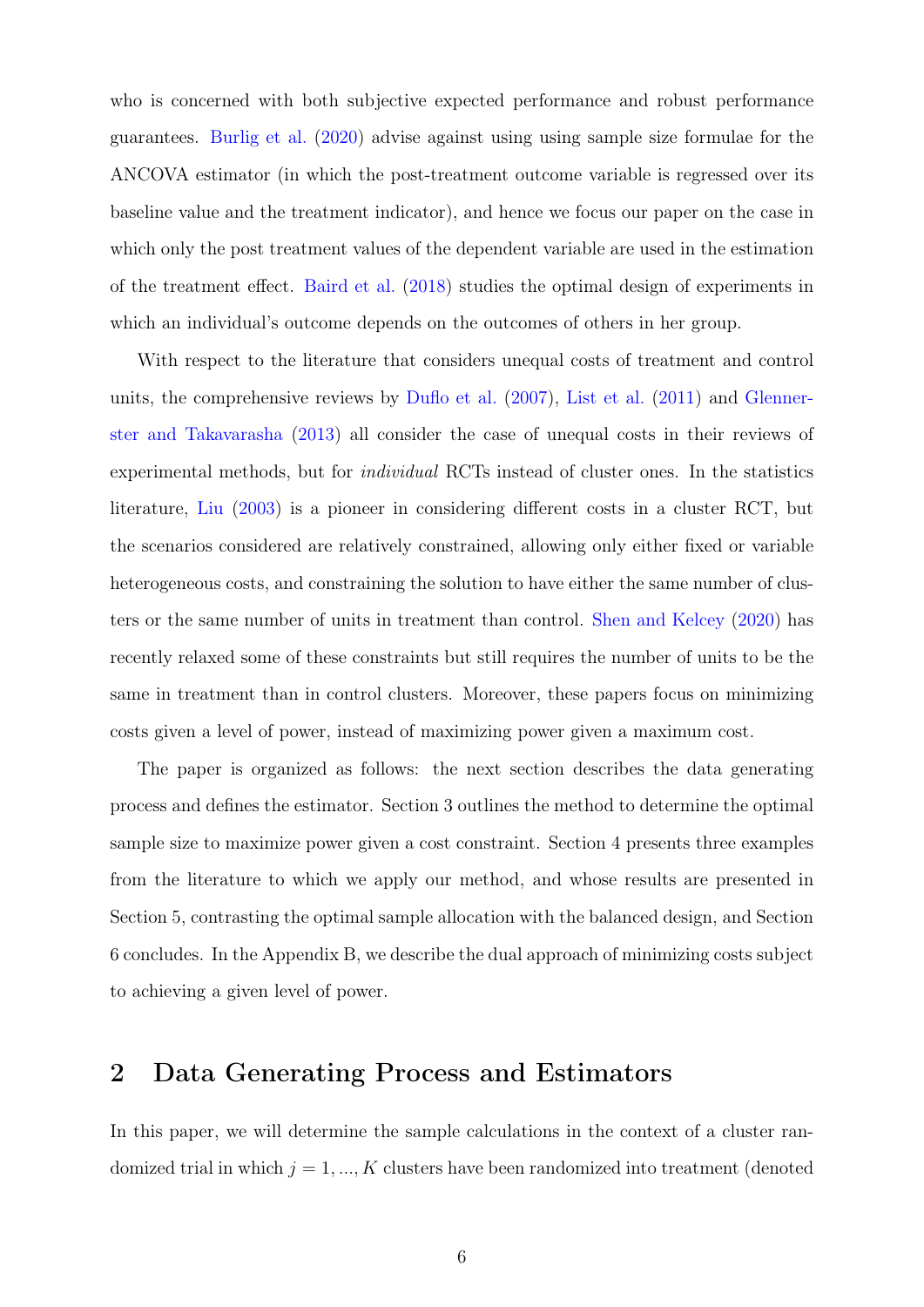who is concerned with both subjective expected performance and robust performance guarantees. Burlig et al. (2020) advise against using using sample size formulae for the ANCOVA estimator (in which the post-treatment outcome variable is regressed over its baseline value and the treatment indicator), and hence we focus our paper on the case in which only the post treatment values of the dependent variable are used in the estimation of the treatment effect. Baird et al. (2018) studies the optimal design of experiments in which an individual's outcome depends on the outcomes of others in her group.

With respect to the literature that considers unequal costs of treatment and control units, the comprehensive reviews by Duflo et al. (2007), List et al. (2011) and Glennerster and Takavarasha (2013) all consider the case of unequal costs in their reviews of experimental methods, but for *individual* RCTs instead of cluster ones. In the statistics literature, Liu (2003) is a pioneer in considering different costs in a cluster RCT, but the scenarios considered are relatively constrained, allowing only either fixed or variable heterogeneous costs, and constraining the solution to have either the same number of clusters or the same number of units in treatment than control. Shen and Kelcey (2020) has recently relaxed some of these constraints but still requires the number of units to be the same in treatment than in control clusters. Moreover, these papers focus on minimizing costs given a level of power, instead of maximizing power given a maximum cost.

The paper is organized as follows: the next section describes the data generating process and defines the estimator. Section 3 outlines the method to determine the optimal sample size to maximize power given a cost constraint. Section 4 presents three examples from the literature to which we apply our method, and whose results are presented in Section 5, contrasting the optimal sample allocation with the balanced design, and Section 6 concludes. In the Appendix B, we describe the dual approach of minimizing costs subject to achieving a given level of power.

## 2 Data Generating Process and Estimators

In this paper, we will determine the sample calculations in the context of a cluster randomized trial in which $j = 1, ..., K$ clusters have been randomized into treatment (denoted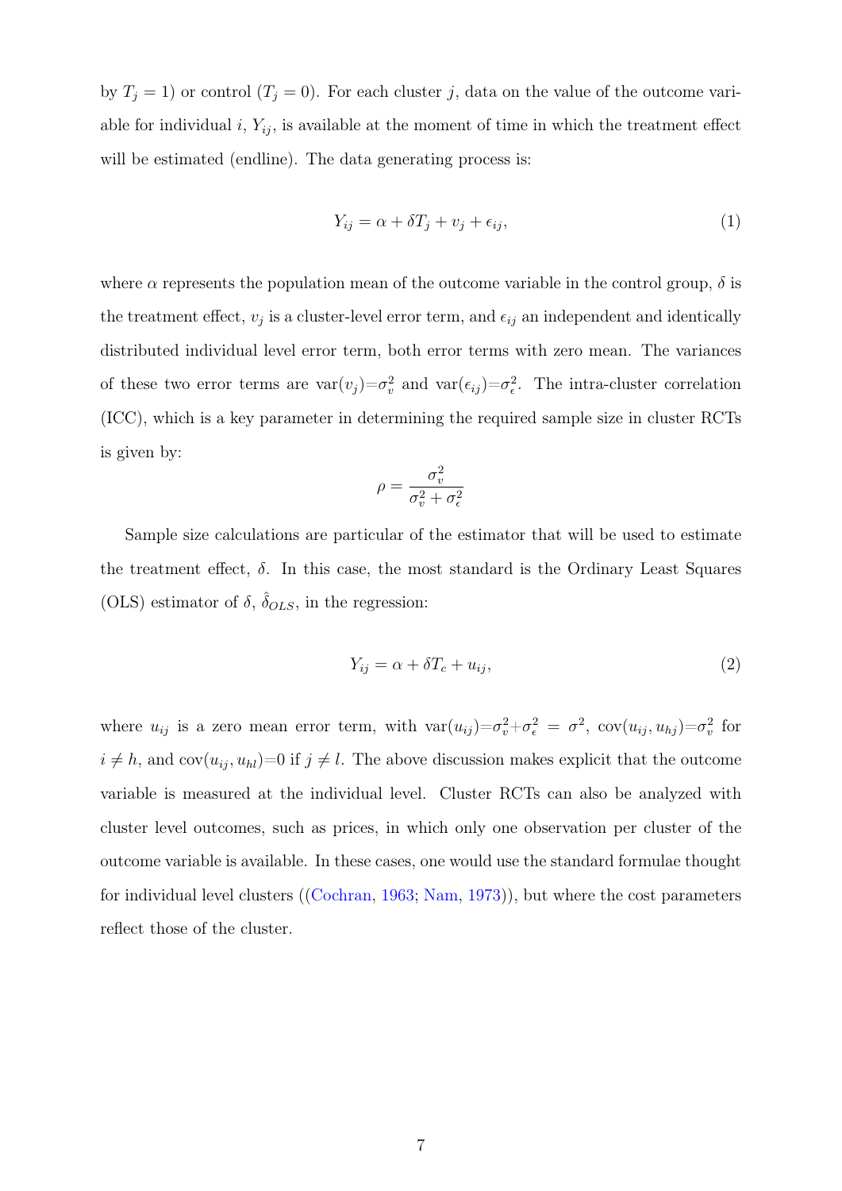by $T_j = 1$) or control ($T_j = 0$). For each cluster $j$, data on the value of the outcome variable for individual $i$, $Y_{ij}$, is available at the moment of time in which the treatment effect will be estimated (endline). The data generating process is:

$$Y_{ij} = \alpha + \delta T_j + v_j + \epsilon_{ij}, \tag{1}$$

where $\alpha$ represents the population mean of the outcome variable in the control group, $\delta$ is the treatment effect, $v_j$ is a cluster-level error term, and $\epsilon_{ij}$ an independent and identically distributed individual level error term, both error terms with zero mean. The variances of these two error terms are var$(v_j)$=$\sigma_v^2$ and var$(\epsilon_{ij})$=$\sigma_\epsilon^2$. The intra-cluster correlation (ICC), which is a key parameter in determining the required sample size in cluster RCTs is given by:

$$\rho = \frac{\sigma_v^2}{\sigma_v^2 + \sigma_\epsilon^2}$$

Sample size calculations are particular of the estimator that will be used to estimate the treatment effect, $\delta$. In this case, the most standard is the Ordinary Least Squares (OLS) estimator of $\delta$, $\hat{\delta}_{OLS}$, in the regression:

$$Y_{ij} = \alpha + \delta T_c + u_{ij}, \tag{2}$$

where $u_{ij}$ is a zero mean error term, with var$(u_{ij})$=$\sigma_v^2$+$\sigma_\epsilon^2$ $= \sigma^2$, cov$(u_{ij}, u_{hj})$=$\sigma_v^2$ for $i \neq h$, and cov$(u_{ij}, u_{hl})$=0 if $j \neq l$. The above discussion makes explicit that the outcome variable is measured at the individual level. Cluster RCTs can also be analyzed with cluster level outcomes, such as prices, in which only one observation per cluster of the outcome variable is available. In these cases, one would use the standard formulae thought for individual level clusters ((Cochran, 1963; Nam, 1973)), but where the cost parameters reflect those of the cluster.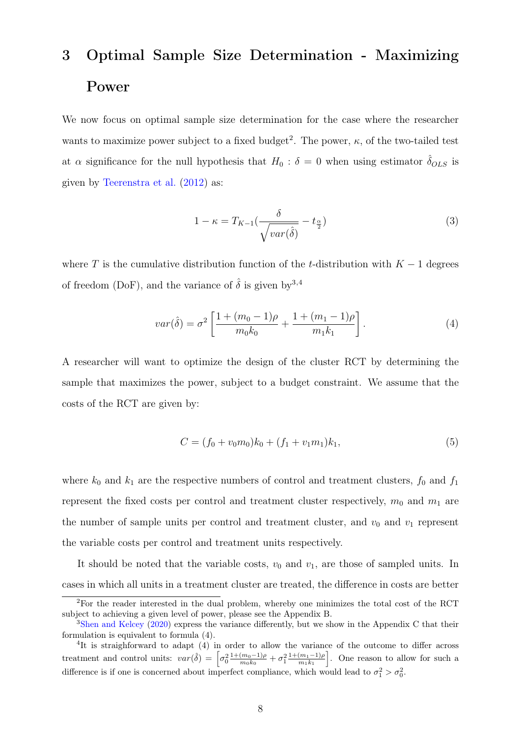# 3 Optimal Sample Size Determination - Maximizing Power

We now focus on optimal sample size determination for the case where the researcher wants to maximize power subject to a fixed budget[2]. The power, $\kappa$, of the two-tailed test at $\alpha$ significance for the null hypothesis that $H_0 : \delta = 0$ when using estimator $\hat{\delta}_{OLS}$ is given by Teerenstra et al. (2012) as:

$$1 - \kappa = T_{K-1}\left(\frac{\delta}{\sqrt{var(\hat{\delta})}} - t_{\frac{\alpha}{2}}\right) \tag{3}$$

where $T$ is the cumulative distribution function of the $t$-distribution with $K - 1$ degrees of freedom (DoF), and the variance of $\hat{\delta}$ is given by[3,4]

$$var(\hat{\delta}) = \sigma^2 \left[\frac{1 + (m_0 - 1)\rho}{m_0 k_0} + \frac{1 + (m_1 - 1)\rho}{m_1 k_1}\right]. \tag{4}$$

A researcher will want to optimize the design of the cluster RCT by determining the sample that maximizes the power, subject to a budget constraint. We assume that the costs of the RCT are given by:

$$C = (f_0 + v_0 m_0)k_0 + (f_1 + v_1 m_1)k_1, \tag{5}$$

where $k_0$ and $k_1$ are the respective numbers of control and treatment clusters, $f_0$ and $f_1$ represent the fixed costs per control and treatment cluster respectively, $m_0$ and $m_1$ are the number of sample units per control and treatment cluster, and $v_0$ and $v_1$ represent the variable costs per control and treatment units respectively.

It should be noted that the variable costs, $v_0$ and $v_1$, are those of sampled units. In cases in which all units in a treatment cluster are treated, the difference in costs are better

---

[2] For the reader interested in the dual problem, whereby one minimizes the total cost of the RCT subject to achieving a given level of power, please see the Appendix B.

[3] Shen and Kelcey (2020) express the variance differently, but we show in the Appendix C that their formulation is equivalent to formula (4).

[4] It is straightforward to adapt (4) in order to allow the variance of the outcome to differ across treatment and control units: $var(\hat{\delta}) = \left[\sigma_0^2 \frac{1+(m_0-1)\rho}{m_0 k_0} + \sigma_1^2 \frac{1+(m_1-1)\rho}{m_1 k_1}\right]$. One reason to allow for such a difference is if one is concerned about imperfect compliance, which would lead to $\sigma_1^2 > \sigma_0^2$.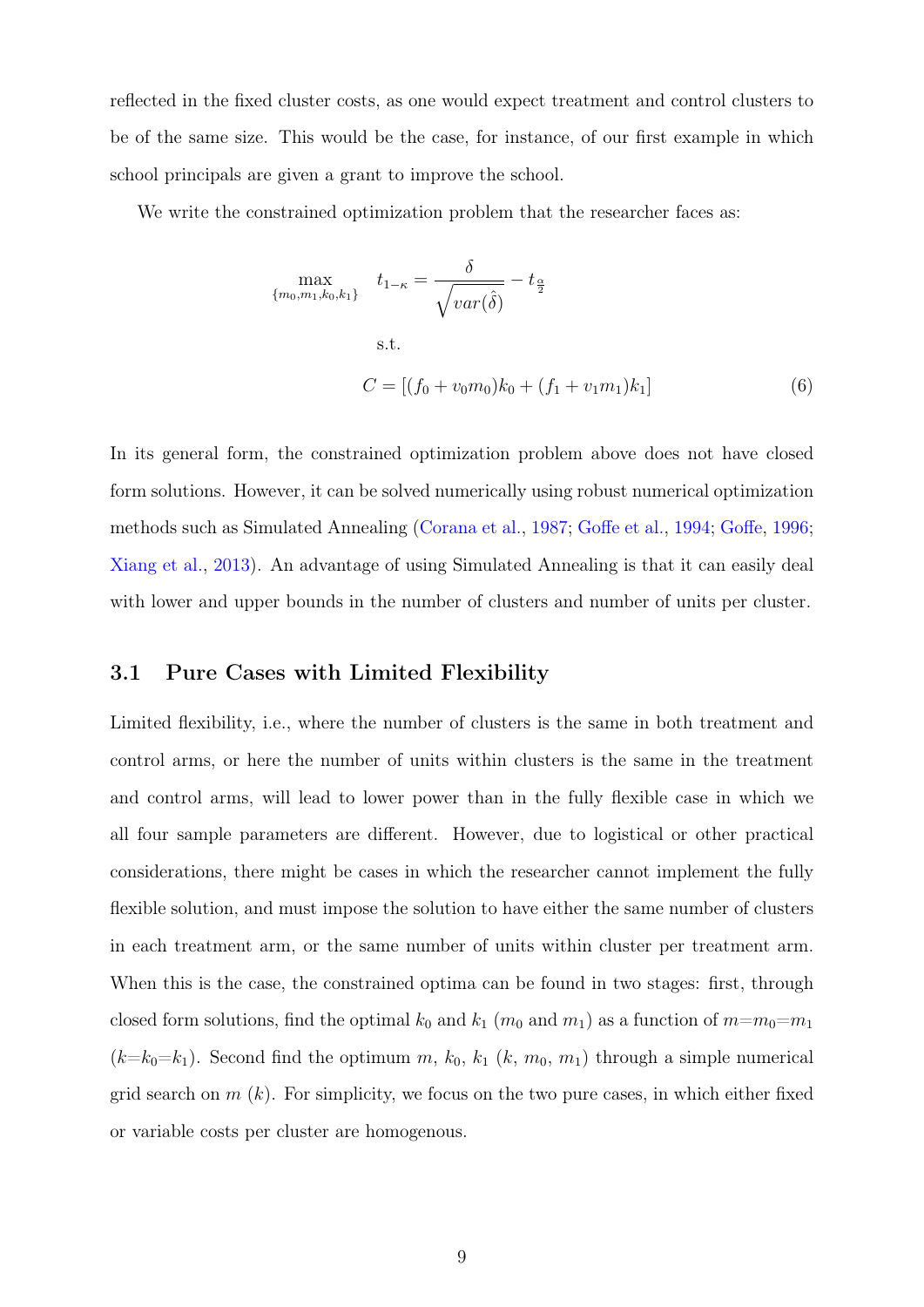reflected in the fixed cluster costs, as one would expect treatment and control clusters to be of the same size. This would be the case, for instance, of our first example in which school principals are given a grant to improve the school.

We write the constrained optimization problem that the researcher faces as:

$$\max_{\{m_0, m_1, k_0, k_1\}} \quad t_{1-\kappa} = \frac{\delta}{\sqrt{var(\hat{\delta})}} - t_{\frac{\alpha}{2}}$$

$$\text{s.t.}$$

$$C = [(f_0 + v_0 m_0)k_0 + (f_1 + v_1 m_1)k_1] \tag{6}$$

In its general form, the constrained optimization problem above does not have closed form solutions. However, it can be solved numerically using robust numerical optimization methods such as Simulated Annealing (Corana et al., 1987; Goffe et al., 1994; Goffe, 1996; Xiang et al., 2013). An advantage of using Simulated Annealing is that it can easily deal with lower and upper bounds in the number of clusters and number of units per cluster.

## 3.1 Pure Cases with Limited Flexibility

Limited flexibility, i.e., where the number of clusters is the same in both treatment and control arms, or here the number of units within clusters is the same in the treatment and control arms, will lead to lower power than in the fully flexible case in which we all four sample parameters are different. However, due to logistical or other practical considerations, there might be cases in which the researcher cannot implement the fully flexible solution, and must impose the solution to have either the same number of clusters in each treatment arm, or the same number of units within cluster per treatment arm. When this is the case, the constrained optima can be found in two stages: first, through closed form solutions, find the optimal $k_0$ and $k_1$ ($m_0$ and $m_1$) as a function of $m$=$m_0$=$m_1$ ($k$=$k_0$=$k_1$). Second find the optimum $m$, $k_0$, $k_1$ ($k$, $m_0$, $m_1$) through a simple numerical grid search on $m$ ($k$). For simplicity, we focus on the two pure cases, in which either fixed or variable costs per cluster are homogenous.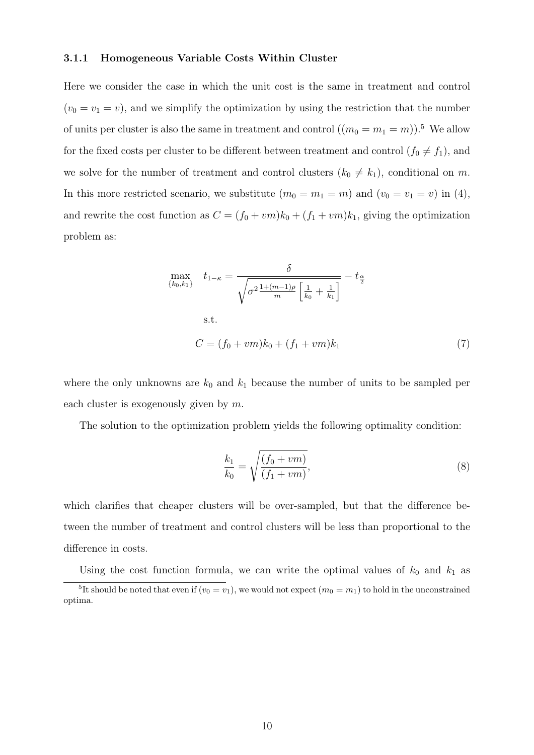#### 3.1.1 Homogeneous Variable Costs Within Cluster

Here we consider the case in which the unit cost is the same in treatment and control ($v_0 = v_1 = v$), and we simplify the optimization by using the restriction that the number of units per cluster is also the same in treatment and control (($m_0 = m_1 = m$)).[5] We allow for the fixed costs per cluster to be different between treatment and control ($f_0 \neq f_1$), and we solve for the number of treatment and control clusters ($k_0 \neq k_1$), conditional on $m$. In this more restricted scenario, we substitute ($m_0 = m_1 = m$) and ($v_0 = v_1 = v$) in (4), and rewrite the cost function as $C = (f_0 + vm)k_0 + (f_1 + vm)k_1$, giving the optimization problem as:

$$\max_{\{k_0,k_1\}} \quad t_{1-\kappa} = \frac{\delta}{\sqrt{\sigma^2 \frac{1+(m-1)\rho}{m}\left[\frac{1}{k_0} + \frac{1}{k_1}\right]}} - t_{\frac{\alpha}{2}}$$

$$\text{s.t.}$$

$$C = (f_0 + vm)k_0 + (f_1 + vm)k_1 \tag{7}$$

where the only unknowns are $k_0$ and $k_1$ because the number of units to be sampled per each cluster is exogenously given by $m$.

The solution to the optimization problem yields the following optimality condition:

$$\frac{k_1}{k_0} = \sqrt{\frac{(f_0 + vm)}{(f_1 + vm)}}, \tag{8}$$

which clarifies that cheaper clusters will be over-sampled, but that the difference between the number of treatment and control clusters will be less than proportional to the difference in costs.

Using the cost function formula, we can write the optimal values of $k_0$ and $k_1$ as

[5] It should be noted that even if ($v_0 = v_1$), we would not expect ($m_0 = m_1$) to hold in the unconstrained optima.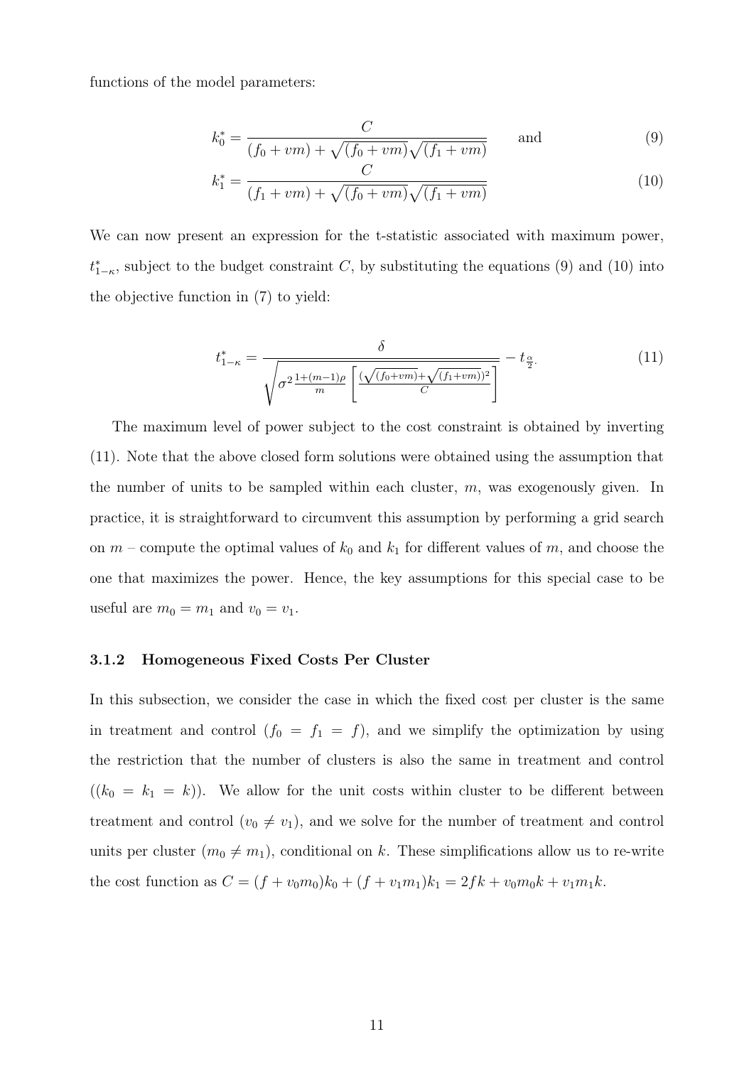functions of the model parameters:

$$k_0^* = \frac{C}{(f_0 + vm) + \sqrt{(f_0 + vm)}\sqrt{(f_1 + vm)}} \qquad \text{and} \tag{9}$$

$$k_1^* = \frac{C}{(f_1 + vm) + \sqrt{(f_0 + vm)}\sqrt{(f_1 + vm)}} \tag{10}$$

We can now present an expression for the t-statistic associated with maximum power, $t^*_{1-\kappa}$, subject to the budget constraint $C$, by substituting the equations (9) and (10) into the objective function in (7) to yield:

$$t^*_{1-\kappa} = \frac{\delta}{\sqrt{\sigma^2 \frac{1+(m-1)\rho}{m} \left[ \frac{(\sqrt{(f_0+vm)} + \sqrt{(f_1+vm)})^2}{C} \right]}} - t_{\frac{\alpha}{2}}. \tag{11}$$

The maximum level of power subject to the cost constraint is obtained by inverting (11). Note that the above closed form solutions were obtained using the assumption that the number of units to be sampled within each cluster, $m$, was exogenously given. In practice, it is straightforward to circumvent this assumption by performing a grid search on $m$ – compute the optimal values of $k_0$ and $k_1$ for different values of $m$, and choose the one that maximizes the power. Hence, the key assumptions for this special case to be useful are $m_0 = m_1$ and $v_0 = v_1$.

### 3.1.2 Homogeneous Fixed Costs Per Cluster

In this subsection, we consider the case in which the fixed cost per cluster is the same in treatment and control ($f_0 = f_1 = f$), and we simplify the optimization by using the restriction that the number of clusters is also the same in treatment and control (($k_0 = k_1 = k$)). We allow for the unit costs within cluster to be different between treatment and control ($v_0 \neq v_1$), and we solve for the number of treatment and control units per cluster ($m_0 \neq m_1$), conditional on $k$. These simplifications allow us to re-write the cost function as $C = (f + v_0 m_0)k_0 + (f + v_1 m_1)k_1 = 2fk + v_0 m_0 k + v_1 m_1 k$.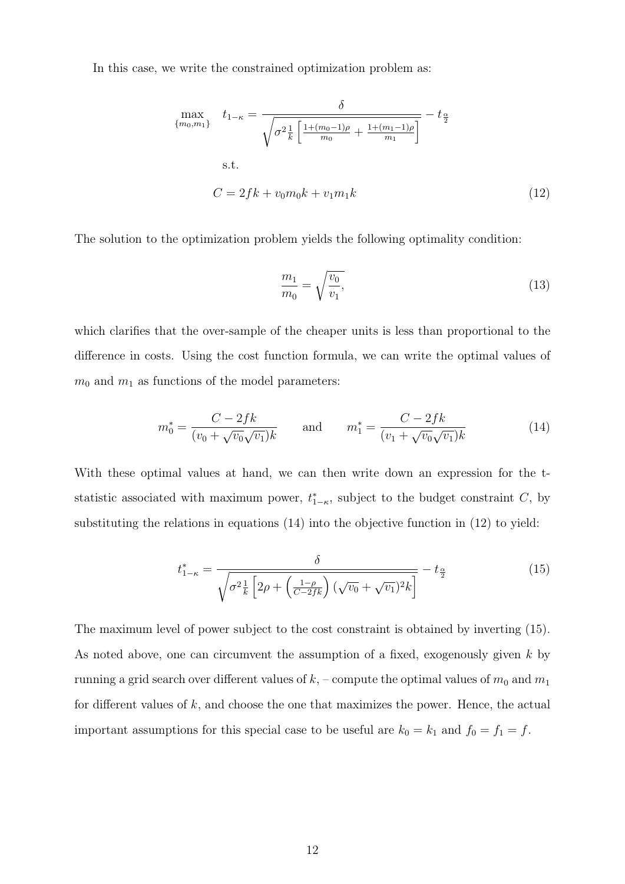In this case, we write the constrained optimization problem as:

$$\max_{\{m_0,m_1\}} \quad t_{1-\kappa} = \frac{\delta}{\sqrt{\sigma^2 \frac{1}{k}\left[\frac{1+(m_0-1)\rho}{m_0} + \frac{1+(m_1-1)\rho}{m_1}\right]}} - t_{\frac{\alpha}{2}}$$

$$\text{s.t.}$$

$$C = 2fk + v_0 m_0 k + v_1 m_1 k \tag{12}$$

The solution to the optimization problem yields the following optimality condition:

$$\frac{m_1}{m_0} = \sqrt{\frac{v_0}{v_1}}, \tag{13}$$

which clarifies that the over-sample of the cheaper units is less than proportional to the difference in costs. Using the cost function formula, we can write the optimal values of $m_0$ and $m_1$ as functions of the model parameters:

$$m_0^* = \frac{C - 2fk}{(v_0 + \sqrt{v_0}\sqrt{v_1})k} \qquad \text{and} \qquad m_1^* = \frac{C - 2fk}{(v_1 + \sqrt{v_0}\sqrt{v_1})k} \tag{14}$$

With these optimal values at hand, we can then write down an expression for the t-statistic associated with maximum power, $t^*_{1-\kappa}$, subject to the budget constraint $C$, by substituting the relations in equations (14) into the objective function in (12) to yield:

$$t^*_{1-\kappa} = \frac{\delta}{\sqrt{\sigma^2 \frac{1}{k}\left[2\rho + \left(\frac{1-\rho}{C-2fk}\right)(\sqrt{v_0}+\sqrt{v_1})^2 k\right]}} - t_{\frac{\alpha}{2}} \tag{15}$$

The maximum level of power subject to the cost constraint is obtained by inverting (15). As noted above, one can circumvent the assumption of a fixed, exogenously given $k$ by running a grid search over different values of $k$, – compute the optimal values of $m_0$ and $m_1$ for different values of $k$, and choose the one that maximizes the power. Hence, the actual important assumptions for this special case to be useful are $k_0 = k_1$ and $f_0 = f_1 = f$.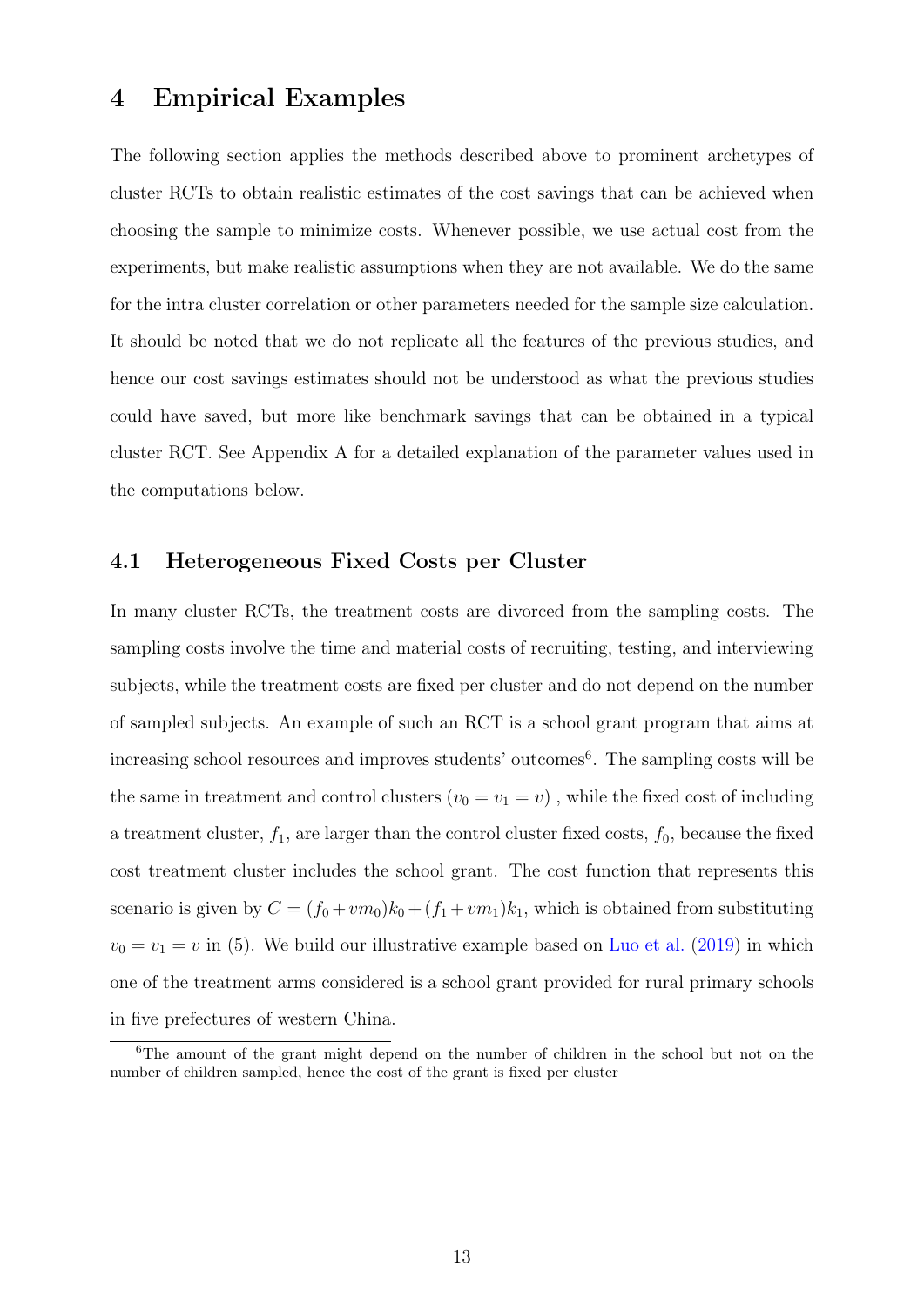# 4 Empirical Examples

The following section applies the methods described above to prominent archetypes of cluster RCTs to obtain realistic estimates of the cost savings that can be achieved when choosing the sample to minimize costs. Whenever possible, we use actual cost from the experiments, but make realistic assumptions when they are not available. We do the same for the intra cluster correlation or other parameters needed for the sample size calculation. It should be noted that we do not replicate all the features of the previous studies, and hence our cost savings estimates should not be understood as what the previous studies could have saved, but more like benchmark savings that can be obtained in a typical cluster RCT. See Appendix A for a detailed explanation of the parameter values used in the computations below.

## 4.1 Heterogeneous Fixed Costs per Cluster

In many cluster RCTs, the treatment costs are divorced from the sampling costs. The sampling costs involve the time and material costs of recruiting, testing, and interviewing subjects, while the treatment costs are fixed per cluster and do not depend on the number of sampled subjects. An example of such an RCT is a school grant program that aims at increasing school resources and improves students' outcomes[6]. The sampling costs will be the same in treatment and control clusters ($v_0 = v_1 = v$) , while the fixed cost of including a treatment cluster, $f_1$, are larger than the control cluster fixed costs, $f_0$, because the fixed cost treatment cluster includes the school grant. The cost function that represents this scenario is given by $C = (f_0 + vm_0)k_0 + (f_1 + vm_1)k_1$, which is obtained from substituting $v_0 = v_1 = v$ in (5). We build our illustrative example based on Luo et al. (2019) in which one of the treatment arms considered is a school grant provided for rural primary schools in five prefectures of western China.

[6]The amount of the grant might depend on the number of children in the school but not on the number of children sampled, hence the cost of the grant is fixed per cluster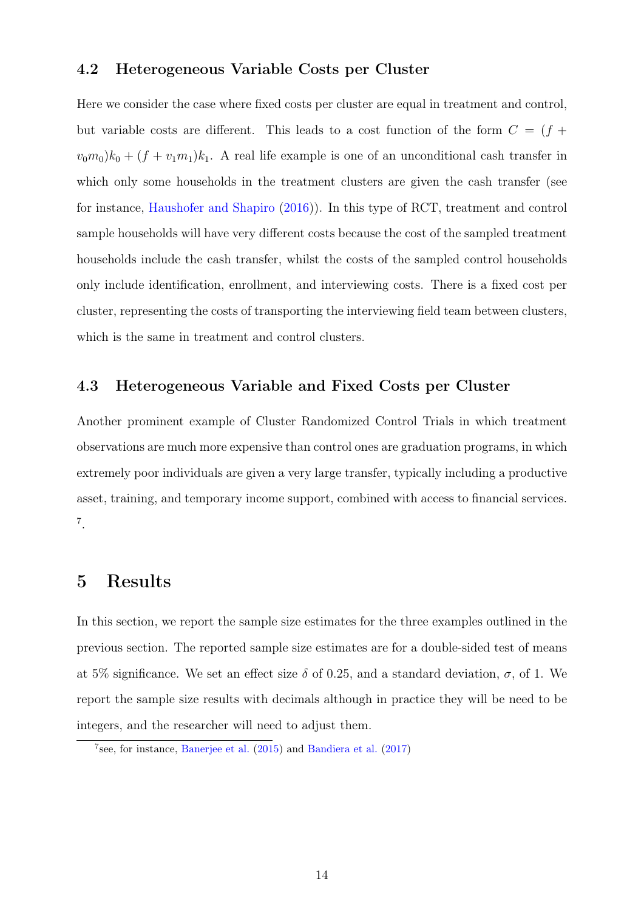### 4.2 Heterogeneous Variable Costs per Cluster

Here we consider the case where fixed costs per cluster are equal in treatment and control, but variable costs are different. This leads to a cost function of the form $C = (f + v_0 m_0)k_0 + (f + v_1 m_1)k_1$. A real life example is one of an unconditional cash transfer in which only some households in the treatment clusters are given the cash transfer (see for instance, Haushofer and Shapiro (2016)). In this type of RCT, treatment and control sample households will have very different costs because the cost of the sampled treatment households include the cash transfer, whilst the costs of the sampled control households only include identification, enrollment, and interviewing costs. There is a fixed cost per cluster, representing the costs of transporting the interviewing field team between clusters, which is the same in treatment and control clusters.

### 4.3 Heterogeneous Variable and Fixed Costs per Cluster

Another prominent example of Cluster Randomized Control Trials in which treatment observations are much more expensive than control ones are graduation programs, in which extremely poor individuals are given a very large transfer, typically including a productive asset, training, and temporary income support, combined with access to financial services. [7].

## 5 Results

In this section, we report the sample size estimates for the three examples outlined in the previous section. The reported sample size estimates are for a double-sided test of means at 5% significance. We set an effect size $\delta$ of 0.25, and a standard deviation, $\sigma$, of 1. We report the sample size results with decimals although in practice they will be need to be integers, and the researcher will need to adjust them.

[7] see, for instance, Banerjee et al. (2015) and Bandiera et al. (2017)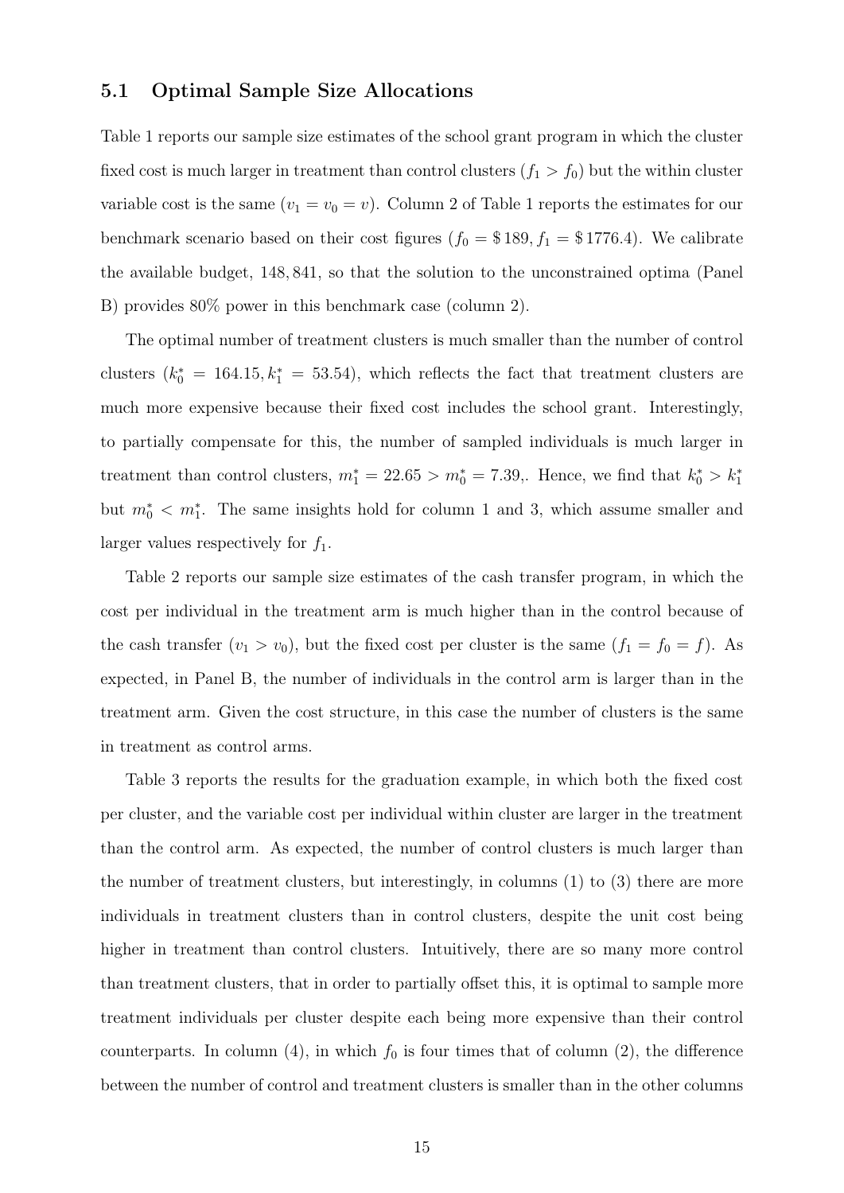### 5.1 Optimal Sample Size Allocations

Table 1 reports our sample size estimates of the school grant program in which the cluster fixed cost is much larger in treatment than control clusters ($f_1 > f_0$) but the within cluster variable cost is the same ($v_1 = v_0 = v$). Column 2 of Table 1 reports the estimates for our benchmark scenario based on their cost figures ($f_0 = \$\,189, f_1 = \$\,1776.4$). We calibrate the available budget, 148,841, so that the solution to the unconstrained optima (Panel B) provides 80% power in this benchmark case (column 2).

The optimal number of treatment clusters is much smaller than the number of control clusters ($k_0^* = 164.15, k_1^* = 53.54$), which reflects the fact that treatment clusters are much more expensive because their fixed cost includes the school grant. Interestingly, to partially compensate for this, the number of sampled individuals is much larger in treatment than control clusters, $m_1^* = 22.65 > m_0^* = 7.39$,. Hence, we find that $k_0^* > k_1^*$ but $m_0^* < m_1^*$. The same insights hold for column 1 and 3, which assume smaller and larger values respectively for $f_1$.

Table 2 reports our sample size estimates of the cash transfer program, in which the cost per individual in the treatment arm is much higher than in the control because of the cash transfer ($v_1 > v_0$), but the fixed cost per cluster is the same ($f_1 = f_0 = f$). As expected, in Panel B, the number of individuals in the control arm is larger than in the treatment arm. Given the cost structure, in this case the number of clusters is the same in treatment as control arms.

Table 3 reports the results for the graduation example, in which both the fixed cost per cluster, and the variable cost per individual within cluster are larger in the treatment than the control arm. As expected, the number of control clusters is much larger than the number of treatment clusters, but interestingly, in columns (1) to (3) there are more individuals in treatment clusters than in control clusters, despite the unit cost being higher in treatment than control clusters. Intuitively, there are so many more control than treatment clusters, that in order to partially offset this, it is optimal to sample more treatment individuals per cluster despite each being more expensive than their control counterparts. In column (4), in which $f_0$ is four times that of column (2), the difference between the number of control and treatment clusters is smaller than in the other columns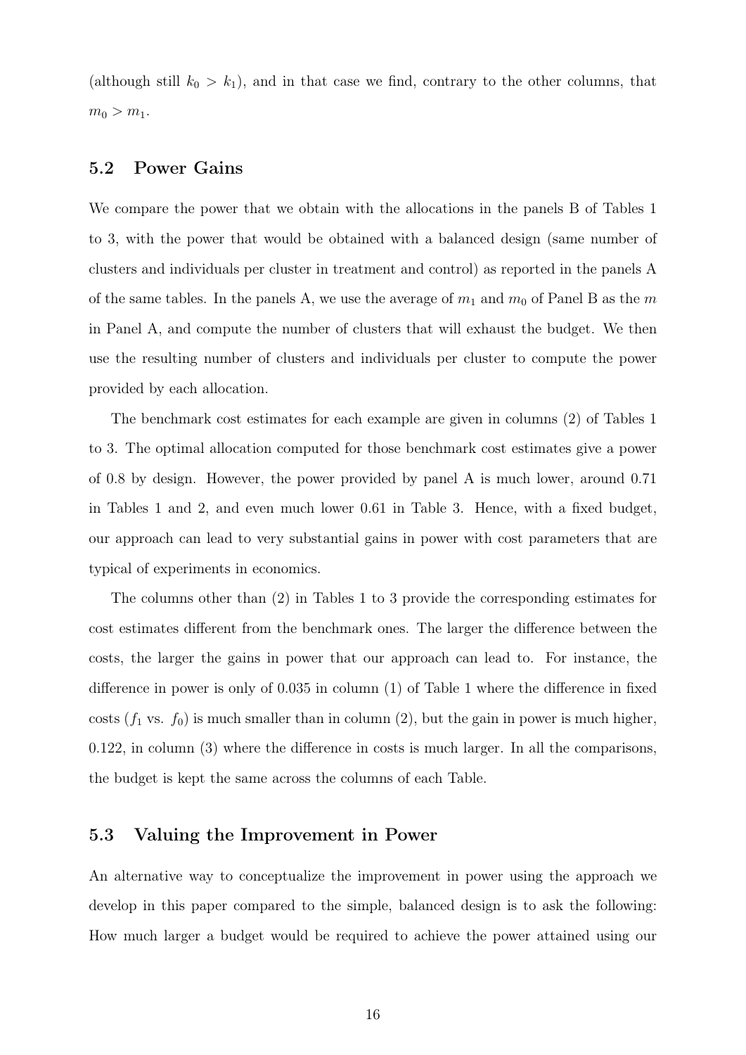(although still $k_0 > k_1$), and in that case we find, contrary to the other columns, that $m_0 > m_1$.

## 5.2 Power Gains

We compare the power that we obtain with the allocations in the panels B of Tables 1 to 3, with the power that would be obtained with a balanced design (same number of clusters and individuals per cluster in treatment and control) as reported in the panels A of the same tables. In the panels A, we use the average of $m_1$ and $m_0$ of Panel B as the $m$ in Panel A, and compute the number of clusters that will exhaust the budget. We then use the resulting number of clusters and individuals per cluster to compute the power provided by each allocation.

The benchmark cost estimates for each example are given in columns (2) of Tables 1 to 3. The optimal allocation computed for those benchmark cost estimates give a power of 0.8 by design. However, the power provided by panel A is much lower, around 0.71 in Tables 1 and 2, and even much lower 0.61 in Table 3. Hence, with a fixed budget, our approach can lead to very substantial gains in power with cost parameters that are typical of experiments in economics.

The columns other than (2) in Tables 1 to 3 provide the corresponding estimates for cost estimates different from the benchmark ones. The larger the difference between the costs, the larger the gains in power that our approach can lead to. For instance, the difference in power is only of 0.035 in column (1) of Table 1 where the difference in fixed costs ($f_1$ vs. $f_0$) is much smaller than in column (2), but the gain in power is much higher, 0.122, in column (3) where the difference in costs is much larger. In all the comparisons, the budget is kept the same across the columns of each Table.

## 5.3 Valuing the Improvement in Power

An alternative way to conceptualize the improvement in power using the approach we develop in this paper compared to the simple, balanced design is to ask the following: How much larger a budget would be required to achieve the power attained using our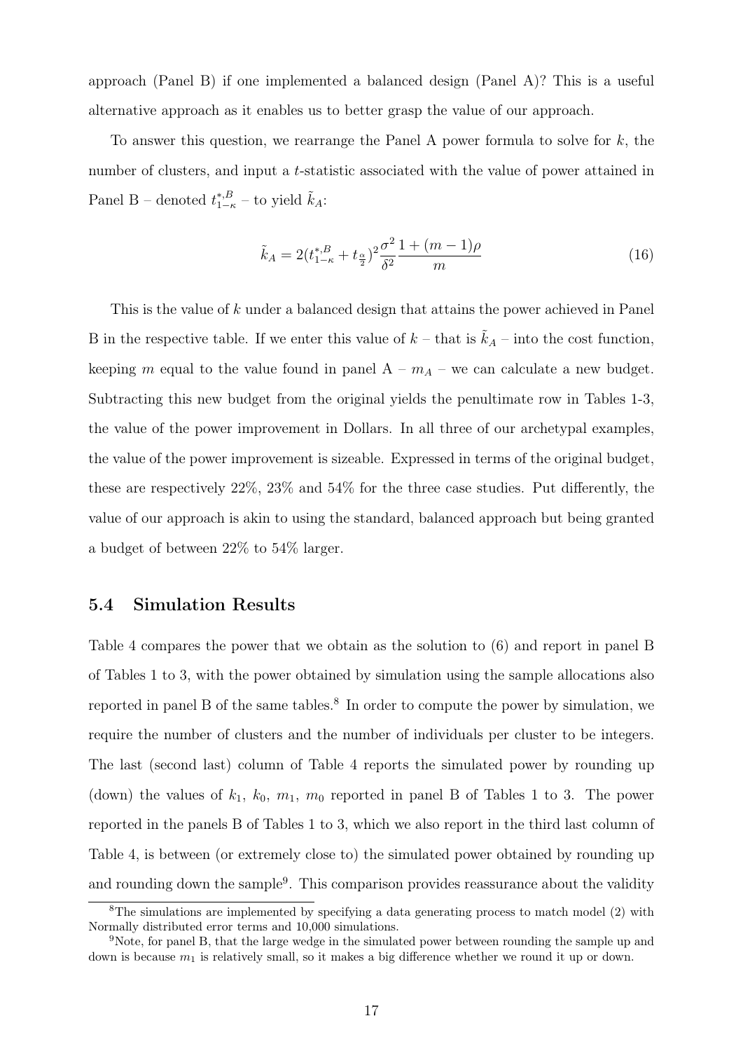approach (Panel B) if one implemented a balanced design (Panel A)? This is a useful alternative approach as it enables us to better grasp the value of our approach.

To answer this question, we rearrange the Panel A power formula to solve for $k$, the number of clusters, and input a $t$-statistic associated with the value of power attained in Panel B – denoted $t^{*,B}_{1-\kappa}$ – to yield $\tilde{k}_A$:

$$\tilde{k}_A = 2(t^{*,B}_{1-\kappa} + t_{\frac{\alpha}{2}})^2 \frac{\sigma^2}{\delta^2} \frac{1 + (m-1)\rho}{m} \tag{16}$$

This is the value of $k$ under a balanced design that attains the power achieved in Panel B in the respective table. If we enter this value of $k$ – that is $\tilde{k}_A$ – into the cost function, keeping $m$ equal to the value found in panel A – $m_A$ – we can calculate a new budget. Subtracting this new budget from the original yields the penultimate row in Tables 1-3, the value of the power improvement in Dollars. In all three of our archetypal examples, the value of the power improvement is sizeable. Expressed in terms of the original budget, these are respectively 22%, 23% and 54% for the three case studies. Put differently, the value of our approach is akin to using the standard, balanced approach but being granted a budget of between 22% to 54% larger.

## 5.4 Simulation Results

Table 4 compares the power that we obtain as the solution to (6) and report in panel B of Tables 1 to 3, with the power obtained by simulation using the sample allocations also reported in panel B of the same tables.[8] In order to compute the power by simulation, we require the number of clusters and the number of individuals per cluster to be integers. The last (second last) column of Table 4 reports the simulated power by rounding up (down) the values of $k_1$, $k_0$, $m_1$, $m_0$ reported in panel B of Tables 1 to 3. The power reported in the panels B of Tables 1 to 3, which we also report in the third last column of Table 4, is between (or extremely close to) the simulated power obtained by rounding up and rounding down the sample[9]. This comparison provides reassurance about the validity

[8] The simulations are implemented by specifying a data generating process to match model (2) with Normally distributed error terms and 10,000 simulations.

[9] Note, for panel B, that the large wedge in the simulated power between rounding the sample up and down is because $m_1$ is relatively small, so it makes a big difference whether we round it up or down.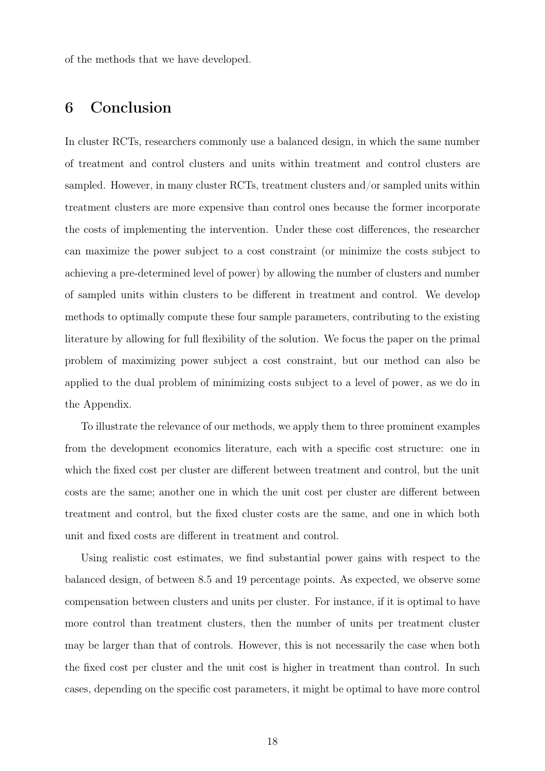of the methods that we have developed.

# 6 Conclusion

In cluster RCTs, researchers commonly use a balanced design, in which the same number of treatment and control clusters and units within treatment and control clusters are sampled. However, in many cluster RCTs, treatment clusters and/or sampled units within treatment clusters are more expensive than control ones because the former incorporate the costs of implementing the intervention. Under these cost differences, the researcher can maximize the power subject to a cost constraint (or minimize the costs subject to achieving a pre-determined level of power) by allowing the number of clusters and number of sampled units within clusters to be different in treatment and control. We develop methods to optimally compute these four sample parameters, contributing to the existing literature by allowing for full flexibility of the solution. We focus the paper on the primal problem of maximizing power subject a cost constraint, but our method can also be applied to the dual problem of minimizing costs subject to a level of power, as we do in the Appendix.

To illustrate the relevance of our methods, we apply them to three prominent examples from the development economics literature, each with a specific cost structure: one in which the fixed cost per cluster are different between treatment and control, but the unit costs are the same; another one in which the unit cost per cluster are different between treatment and control, but the fixed cluster costs are the same, and one in which both unit and fixed costs are different in treatment and control.

Using realistic cost estimates, we find substantial power gains with respect to the balanced design, of between 8.5 and 19 percentage points. As expected, we observe some compensation between clusters and units per cluster. For instance, if it is optimal to have more control than treatment clusters, then the number of units per treatment cluster may be larger than that of controls. However, this is not necessarily the case when both the fixed cost per cluster and the unit cost is higher in treatment than control. In such cases, depending on the specific cost parameters, it might be optimal to have more control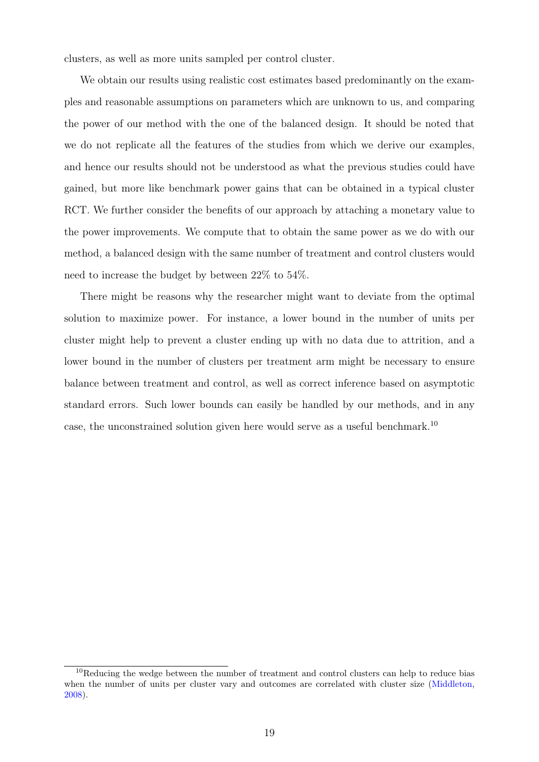clusters, as well as more units sampled per control cluster.

We obtain our results using realistic cost estimates based predominantly on the examples and reasonable assumptions on parameters which are unknown to us, and comparing the power of our method with the one of the balanced design. It should be noted that we do not replicate all the features of the studies from which we derive our examples, and hence our results should not be understood as what the previous studies could have gained, but more like benchmark power gains that can be obtained in a typical cluster RCT. We further consider the benefits of our approach by attaching a monetary value to the power improvements. We compute that to obtain the same power as we do with our method, a balanced design with the same number of treatment and control clusters would need to increase the budget by between 22% to 54%.

There might be reasons why the researcher might want to deviate from the optimal solution to maximize power. For instance, a lower bound in the number of units per cluster might help to prevent a cluster ending up with no data due to attrition, and a lower bound in the number of clusters per treatment arm might be necessary to ensure balance between treatment and control, as well as correct inference based on asymptotic standard errors. Such lower bounds can easily be handled by our methods, and in any case, the unconstrained solution given here would serve as a useful benchmark.[10]

[10] Reducing the wedge between the number of treatment and control clusters can help to reduce bias when the number of units per cluster vary and outcomes are correlated with cluster size (Middleton, 2008).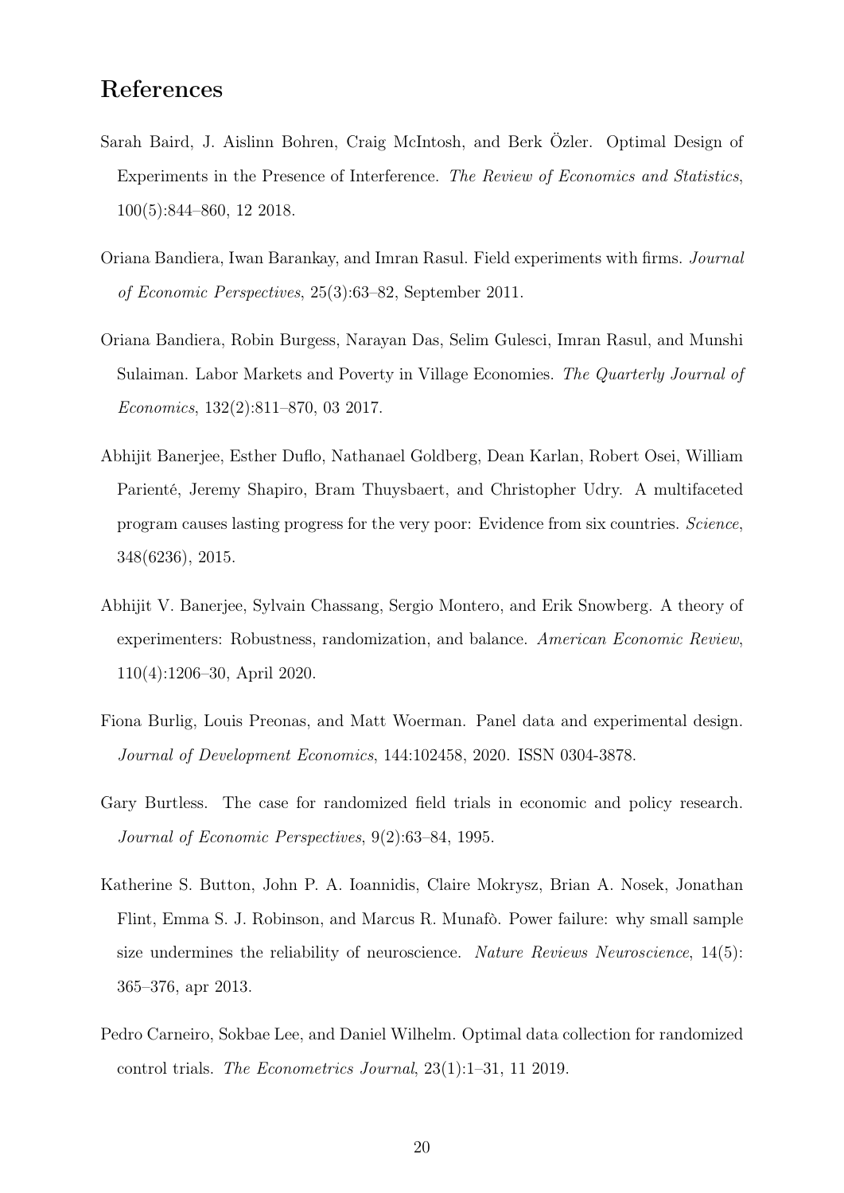## References

Sarah Baird, J. Aislinn Bohren, Craig McIntosh, and Berk Özler. Optimal Design of Experiments in the Presence of Interference. *The Review of Economics and Statistics*, 100(5):844–860, 12 2018.

Oriana Bandiera, Iwan Barankay, and Imran Rasul. Field experiments with firms. *Journal of Economic Perspectives*, 25(3):63–82, September 2011.

Oriana Bandiera, Robin Burgess, Narayan Das, Selim Gulesci, Imran Rasul, and Munshi Sulaiman. Labor Markets and Poverty in Village Economies. *The Quarterly Journal of Economics*, 132(2):811–870, 03 2017.

Abhijit Banerjee, Esther Duflo, Nathanael Goldberg, Dean Karlan, Robert Osei, William Parienté, Jeremy Shapiro, Bram Thuysbaert, and Christopher Udry. A multifaceted program causes lasting progress for the very poor: Evidence from six countries. *Science*, 348(6236), 2015.

Abhijit V. Banerjee, Sylvain Chassang, Sergio Montero, and Erik Snowberg. A theory of experimenters: Robustness, randomization, and balance. *American Economic Review*, 110(4):1206–30, April 2020.

Fiona Burlig, Louis Preonas, and Matt Woerman. Panel data and experimental design. *Journal of Development Economics*, 144:102458, 2020. ISSN 0304-3878.

Gary Burtless. The case for randomized field trials in economic and policy research. *Journal of Economic Perspectives*, 9(2):63–84, 1995.

Katherine S. Button, John P. A. Ioannidis, Claire Mokrysz, Brian A. Nosek, Jonathan Flint, Emma S. J. Robinson, and Marcus R. Munafò. Power failure: why small sample size undermines the reliability of neuroscience. *Nature Reviews Neuroscience*, 14(5): 365–376, apr 2013.

Pedro Carneiro, Sokbae Lee, and Daniel Wilhelm. Optimal data collection for randomized control trials. *The Econometrics Journal*, 23(1):1–31, 11 2019.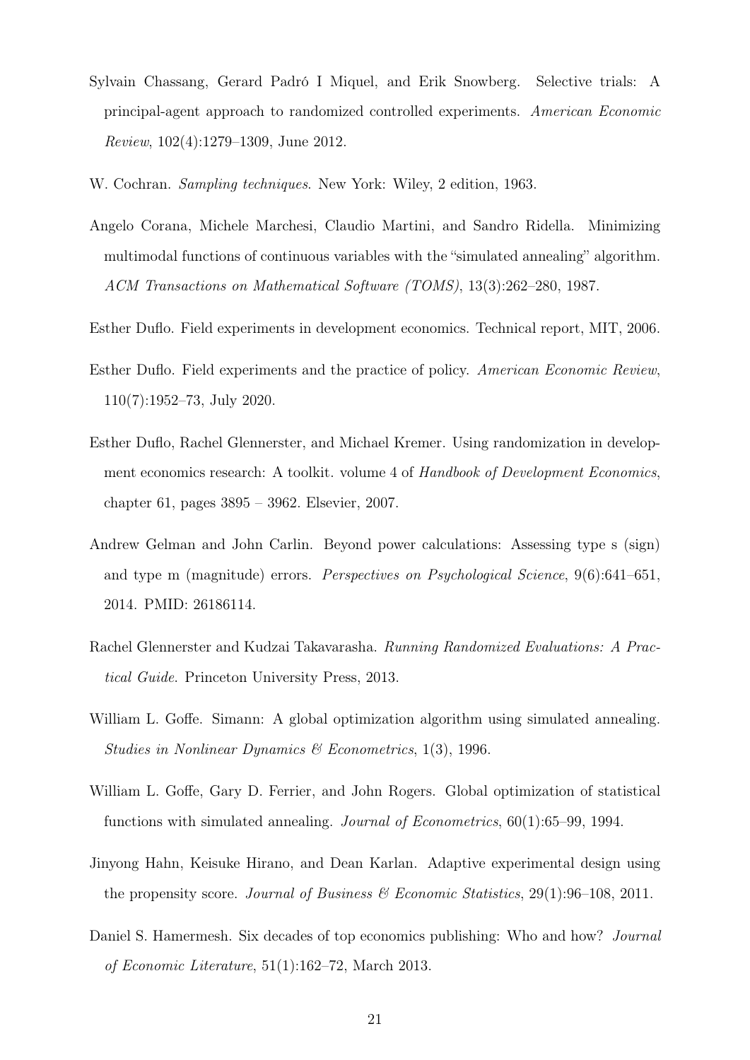Sylvain Chassang, Gerard Padró I Miquel, and Erik Snowberg. Selective trials: A principal-agent approach to randomized controlled experiments. *American Economic Review*, 102(4):1279–1309, June 2012.

W. Cochran. *Sampling techniques*. New York: Wiley, 2 edition, 1963.

Angelo Corana, Michele Marchesi, Claudio Martini, and Sandro Ridella. Minimizing multimodal functions of continuous variables with the "simulated annealing" algorithm. *ACM Transactions on Mathematical Software (TOMS)*, 13(3):262–280, 1987.

Esther Duflo. Field experiments in development economics. Technical report, MIT, 2006.

Esther Duflo. Field experiments and the practice of policy. *American Economic Review*, 110(7):1952–73, July 2020.

Esther Duflo, Rachel Glennerster, and Michael Kremer. Using randomization in development economics research: A toolkit. volume 4 of *Handbook of Development Economics*, chapter 61, pages 3895 – 3962. Elsevier, 2007.

Andrew Gelman and John Carlin. Beyond power calculations: Assessing type s (sign) and type m (magnitude) errors. *Perspectives on Psychological Science*, 9(6):641–651, 2014. PMID: 26186114.

Rachel Glennerster and Kudzai Takavarasha. *Running Randomized Evaluations: A Practical Guide*. Princeton University Press, 2013.

William L. Goffe. Simann: A global optimization algorithm using simulated annealing. *Studies in Nonlinear Dynamics & Econometrics*, 1(3), 1996.

William L. Goffe, Gary D. Ferrier, and John Rogers. Global optimization of statistical functions with simulated annealing. *Journal of Econometrics*, 60(1):65–99, 1994.

Jinyong Hahn, Keisuke Hirano, and Dean Karlan. Adaptive experimental design using the propensity score. *Journal of Business & Economic Statistics*, 29(1):96–108, 2011.

Daniel S. Hamermesh. Six decades of top economics publishing: Who and how? *Journal of Economic Literature*, 51(1):162–72, March 2013.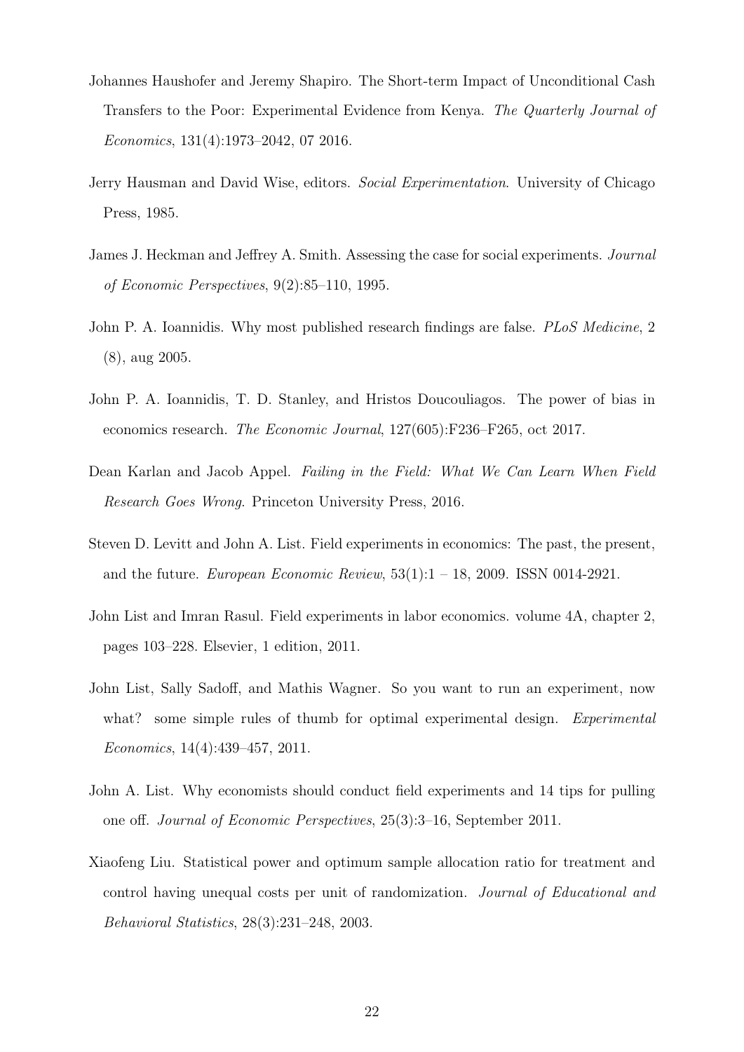Johannes Haushofer and Jeremy Shapiro. The Short-term Impact of Unconditional Cash Transfers to the Poor: Experimental Evidence from Kenya. *The Quarterly Journal of Economics*, 131(4):1973–2042, 07 2016.

Jerry Hausman and David Wise, editors. *Social Experimentation*. University of Chicago Press, 1985.

James J. Heckman and Jeffrey A. Smith. Assessing the case for social experiments. *Journal of Economic Perspectives*, 9(2):85–110, 1995.

John P. A. Ioannidis. Why most published research findings are false. *PLoS Medicine*, 2 (8), aug 2005.

John P. A. Ioannidis, T. D. Stanley, and Hristos Doucouliagos. The power of bias in economics research. *The Economic Journal*, 127(605):F236–F265, oct 2017.

Dean Karlan and Jacob Appel. *Failing in the Field: What We Can Learn When Field Research Goes Wrong*. Princeton University Press, 2016.

Steven D. Levitt and John A. List. Field experiments in economics: The past, the present, and the future. *European Economic Review*, 53(1):1 – 18, 2009. ISSN 0014-2921.

John List and Imran Rasul. Field experiments in labor economics. volume 4A, chapter 2, pages 103–228. Elsevier, 1 edition, 2011.

John List, Sally Sadoff, and Mathis Wagner. So you want to run an experiment, now what? some simple rules of thumb for optimal experimental design. *Experimental Economics*, 14(4):439–457, 2011.

John A. List. Why economists should conduct field experiments and 14 tips for pulling one off. *Journal of Economic Perspectives*, 25(3):3–16, September 2011.

Xiaofeng Liu. Statistical power and optimum sample allocation ratio for treatment and control having unequal costs per unit of randomization. *Journal of Educational and Behavioral Statistics*, 28(3):231–248, 2003.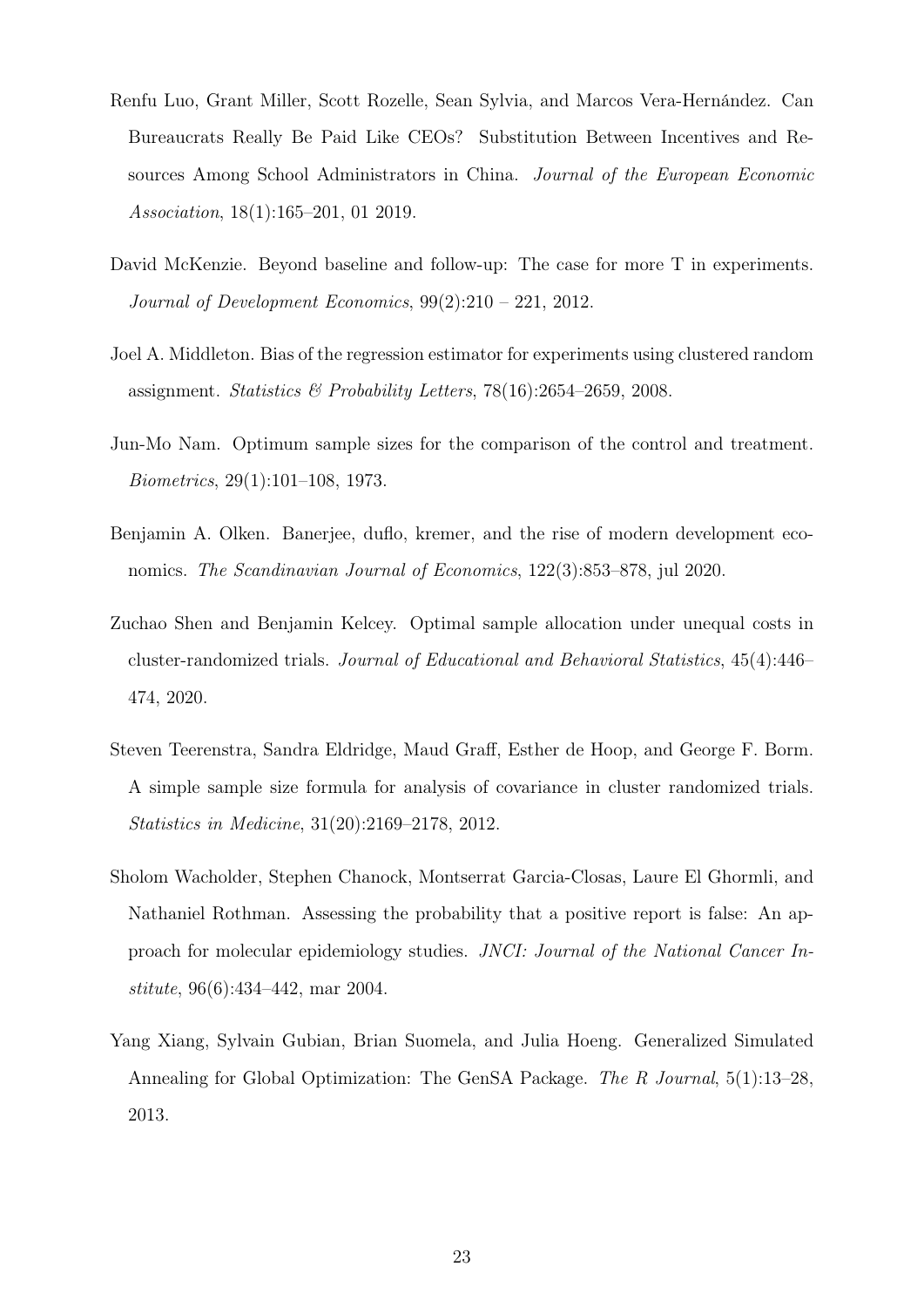Renfu Luo, Grant Miller, Scott Rozelle, Sean Sylvia, and Marcos Vera-Hernández. Can Bureaucrats Really Be Paid Like CEOs? Substitution Between Incentives and Resources Among School Administrators in China. *Journal of the European Economic Association*, 18(1):165–201, 01 2019.

David McKenzie. Beyond baseline and follow-up: The case for more T in experiments. *Journal of Development Economics*, 99(2):210 – 221, 2012.

Joel A. Middleton. Bias of the regression estimator for experiments using clustered random assignment. *Statistics & Probability Letters*, 78(16):2654–2659, 2008.

Jun-Mo Nam. Optimum sample sizes for the comparison of the control and treatment. *Biometrics*, 29(1):101–108, 1973.

Benjamin A. Olken. Banerjee, duflo, kremer, and the rise of modern development economics. *The Scandinavian Journal of Economics*, 122(3):853–878, jul 2020.

Zuchao Shen and Benjamin Kelcey. Optimal sample allocation under unequal costs in cluster-randomized trials. *Journal of Educational and Behavioral Statistics*, 45(4):446–474, 2020.

Steven Teerenstra, Sandra Eldridge, Maud Graff, Esther de Hoop, and George F. Borm. A simple sample size formula for analysis of covariance in cluster randomized trials. *Statistics in Medicine*, 31(20):2169–2178, 2012.

Sholom Wacholder, Stephen Chanock, Montserrat Garcia-Closas, Laure El Ghormli, and Nathaniel Rothman. Assessing the probability that a positive report is false: An approach for molecular epidemiology studies. *JNCI: Journal of the National Cancer Institute*, 96(6):434–442, mar 2004.

Yang Xiang, Sylvain Gubian, Brian Suomela, and Julia Hoeng. Generalized Simulated Annealing for Global Optimization: The GenSA Package. *The R Journal*, 5(1):13–28, 2013.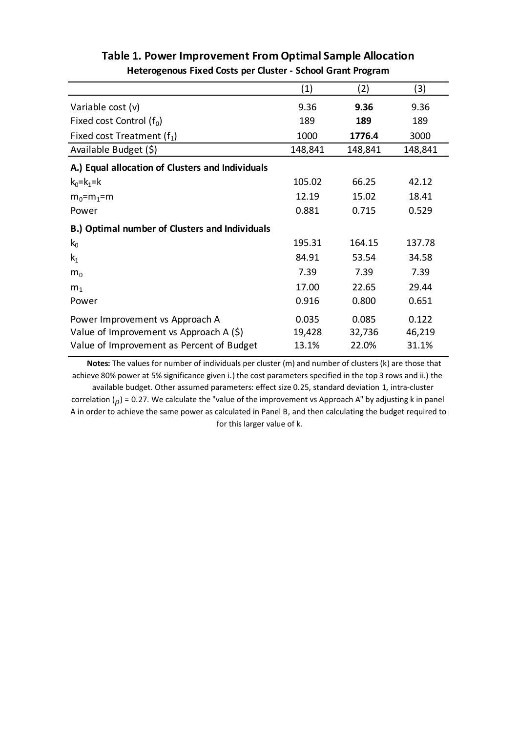# Table 1. Power Improvement From Optimal Sample Allocation

**Heterogenous Fixed Costs per Cluster - School Grant Program**

| | (1) | (2) | (3) |
|---|---|---|---|
| Variable cost (v) | 9.36 | **9.36** | 9.36 |
| Fixed cost Control ($f_0$) | 189 | **189** | 189 |
| Fixed cost Treatment ($f_1$) | 1000 | **1776.4** | 3000 |
| Available Budget ($) | 148,841 | 148,841 | 148,841 |
| **A.) Equal allocation of Clusters and Individuals** | | | |
| $k_0$=$k_1$=k | 105.02 | 66.25 | 42.12 |
| $m_0$=$m_1$=m | 12.19 | 15.02 | 18.41 |
| Power | 0.881 | 0.715 | 0.529 |
| **B.) Optimal number of Clusters and Individuals** | | | |
| $k_0$ | 195.31 | 164.15 | 137.78 |
| $k_1$ | 84.91 | 53.54 | 34.58 |
| $m_0$ | 7.39 | 7.39 | 7.39 |
| $m_1$ | 17.00 | 22.65 | 29.44 |
| Power | 0.916 | 0.800 | 0.651 |
| Power Improvement vs Approach A | 0.035 | 0.085 | 0.122 |
| Value of Improvement vs Approach A ($) | 19,428 | 32,736 | 46,219 |
| Value of Improvement as Percent of Budget | 13.1% | 22.0% | 31.1% |

**Notes:** The values for number of individuals per cluster (m) and number of clusters (k) are those that achieve 80% power at 5% significance given i.) the cost parameters specified in the top 3 rows and ii.) the available budget. Other assumed parameters: effect size 0.25, standard deviation 1, intra-cluster correlation ($\rho$) = 0.27. We calculate the "value of the improvement vs Approach A" by adjusting k in panel A in order to achieve the same power as calculated in Panel B, and then calculating the budget required to p for this larger value of k.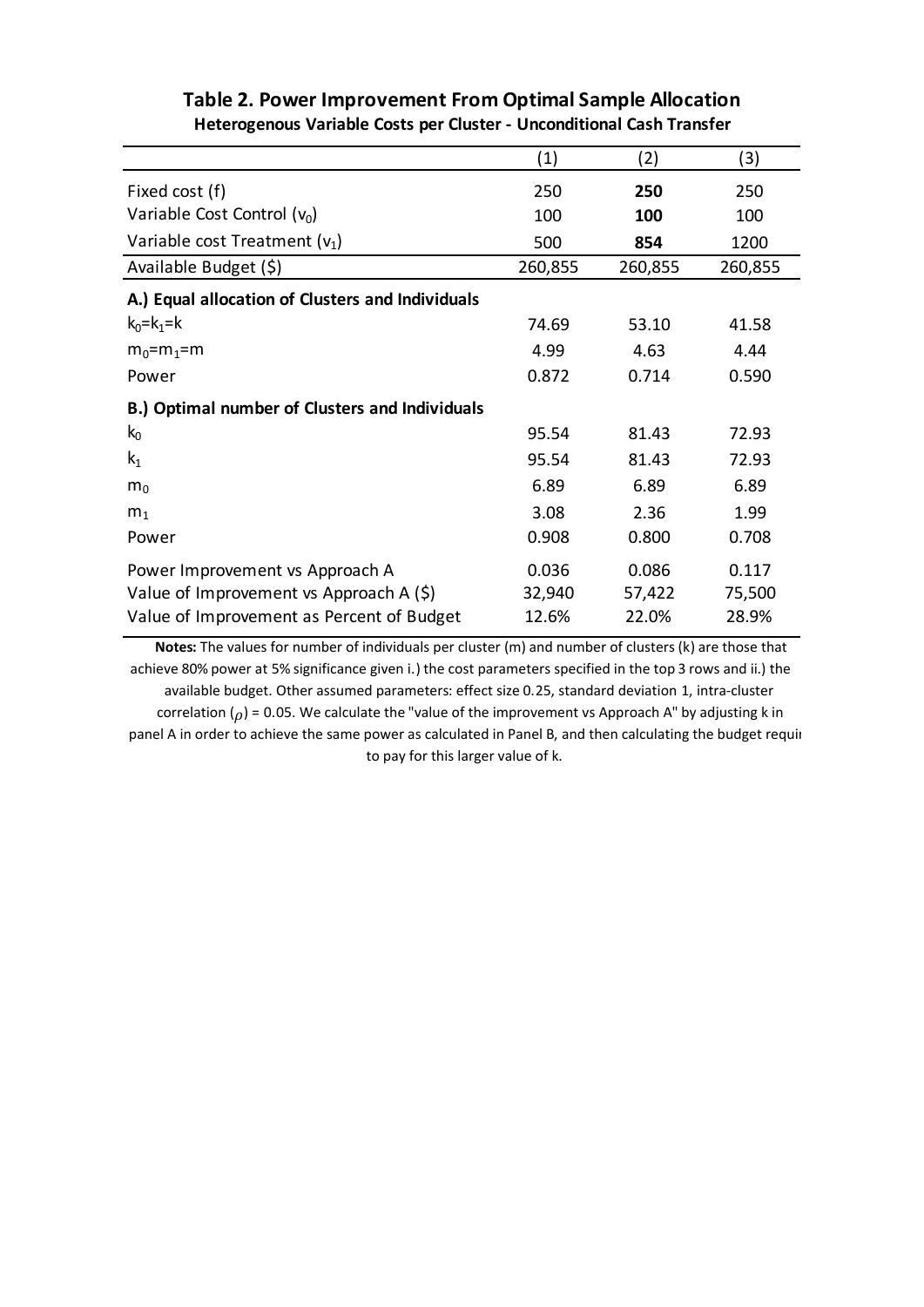**Table 2. Power Improvement From Optimal Sample Allocation**

**Heterogenous Variable Costs per Cluster - Unconditional Cash Transfer**

| | (1) | (2) | (3) |
|---|---|---|---|
| Fixed cost (f) | 250 | **250** | 250 |
| Variable Cost Control ($v_0$) | 100 | **100** | 100 |
| Variable cost Treatment ($v_1$) | 500 | **854** | 1200 |
| Available Budget ($) | 260,855 | 260,855 | 260,855 |
| **A.) Equal allocation of Clusters and Individuals** | | | |
| $k_0$=$k_1$=k | 74.69 | 53.10 | 41.58 |
| $m_0$=$m_1$=m | 4.99 | 4.63 | 4.44 |
| Power | 0.872 | 0.714 | 0.590 |
| **B.) Optimal number of Clusters and Individuals** | | | |
| $k_0$ | 95.54 | 81.43 | 72.93 |
| $k_1$ | 95.54 | 81.43 | 72.93 |
| $m_0$ | 6.89 | 6.89 | 6.89 |
| $m_1$ | 3.08 | 2.36 | 1.99 |
| Power | 0.908 | 0.800 | 0.708 |
| Power Improvement vs Approach A | 0.036 | 0.086 | 0.117 |
| Value of Improvement vs Approach A ($) | 32,940 | 57,422 | 75,500 |
| Value of Improvement as Percent of Budget | 12.6% | 22.0% | 28.9% |

**Notes:** The values for number of individuals per cluster (m) and number of clusters (k) are those that achieve 80% power at 5% significance given i.) the cost parameters specified in the top 3 rows and ii.) the available budget. Other assumed parameters: effect size 0.25, standard deviation 1, intra-cluster correlation ($\rho$) = 0.05. We calculate the "value of the improvement vs Approach A" by adjusting k in panel A in order to achieve the same power as calculated in Panel B, and then calculating the budget requi to pay for this larger value of k.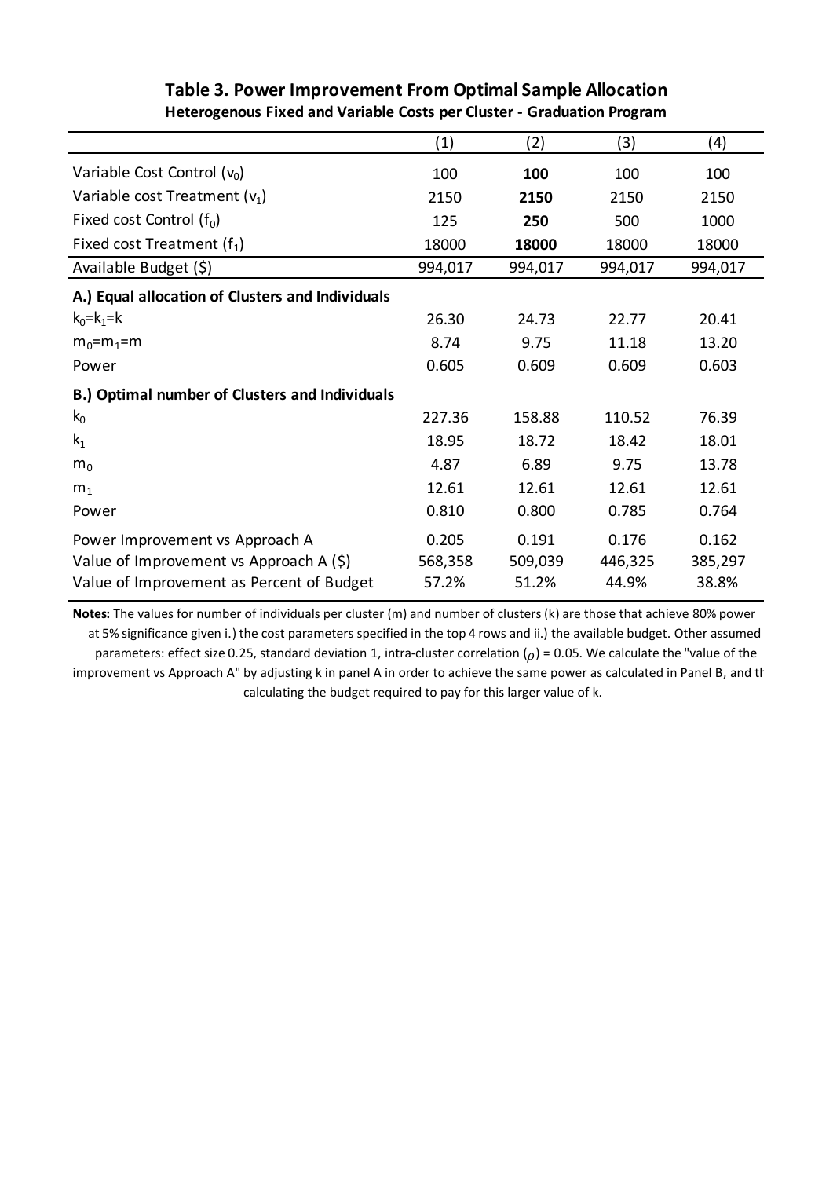### Table 3. Power Improvement From Optimal Sample Allocation

**Heterogenous Fixed and Variable Costs per Cluster - Graduation Program**

| | (1) | (2) | (3) | (4) |
|---|---|---|---|---|
| Variable Cost Control ($v_0$) | 100 | **100** | 100 | 100 |
| Variable cost Treatment ($v_1$) | 2150 | **2150** | 2150 | 2150 |
| Fixed cost Control ($f_0$) | 125 | **250** | 500 | 1000 |
| Fixed cost Treatment ($f_1$) | 18000 | **18000** | 18000 | 18000 |
| Available Budget ($) | 994,017 | 994,017 | 994,017 | 994,017 |
| **A.) Equal allocation of Clusters and Individuals** | | | | |
| $k_0=k_1=k$ | 26.30 | 24.73 | 22.77 | 20.41 |
| $m_0=m_1=m$ | 8.74 | 9.75 | 11.18 | 13.20 |
| Power | 0.605 | 0.609 | 0.609 | 0.603 |
| **B.) Optimal number of Clusters and Individuals** | | | | |
| $k_0$ | 227.36 | 158.88 | 110.52 | 76.39 |
| $k_1$ | 18.95 | 18.72 | 18.42 | 18.01 |
| $m_0$ | 4.87 | 6.89 | 9.75 | 13.78 |
| $m_1$ | 12.61 | 12.61 | 12.61 | 12.61 |
| Power | 0.810 | 0.800 | 0.785 | 0.764 |
| Power Improvement vs Approach A | 0.205 | 0.191 | 0.176 | 0.162 |
| Value of Improvement vs Approach A ($) | 568,358 | 509,039 | 446,325 | 385,297 |
| Value of Improvement as Percent of Budget | 57.2% | 51.2% | 44.9% | 38.8% |

**Notes:** The values for number of individuals per cluster (m) and number of clusters (k) are those that achieve 80% power at 5% significance given i.) the cost parameters specified in the top 4 rows and ii.) the available budget. Other assumed parameters: effect size 0.25, standard deviation 1, intra-cluster correlation ($\rho$) = 0.05. We calculate the "value of the improvement vs Approach A" by adjusting k in panel A in order to achieve the same power as calculated in Panel B, and th calculating the budget required to pay for this larger value of k.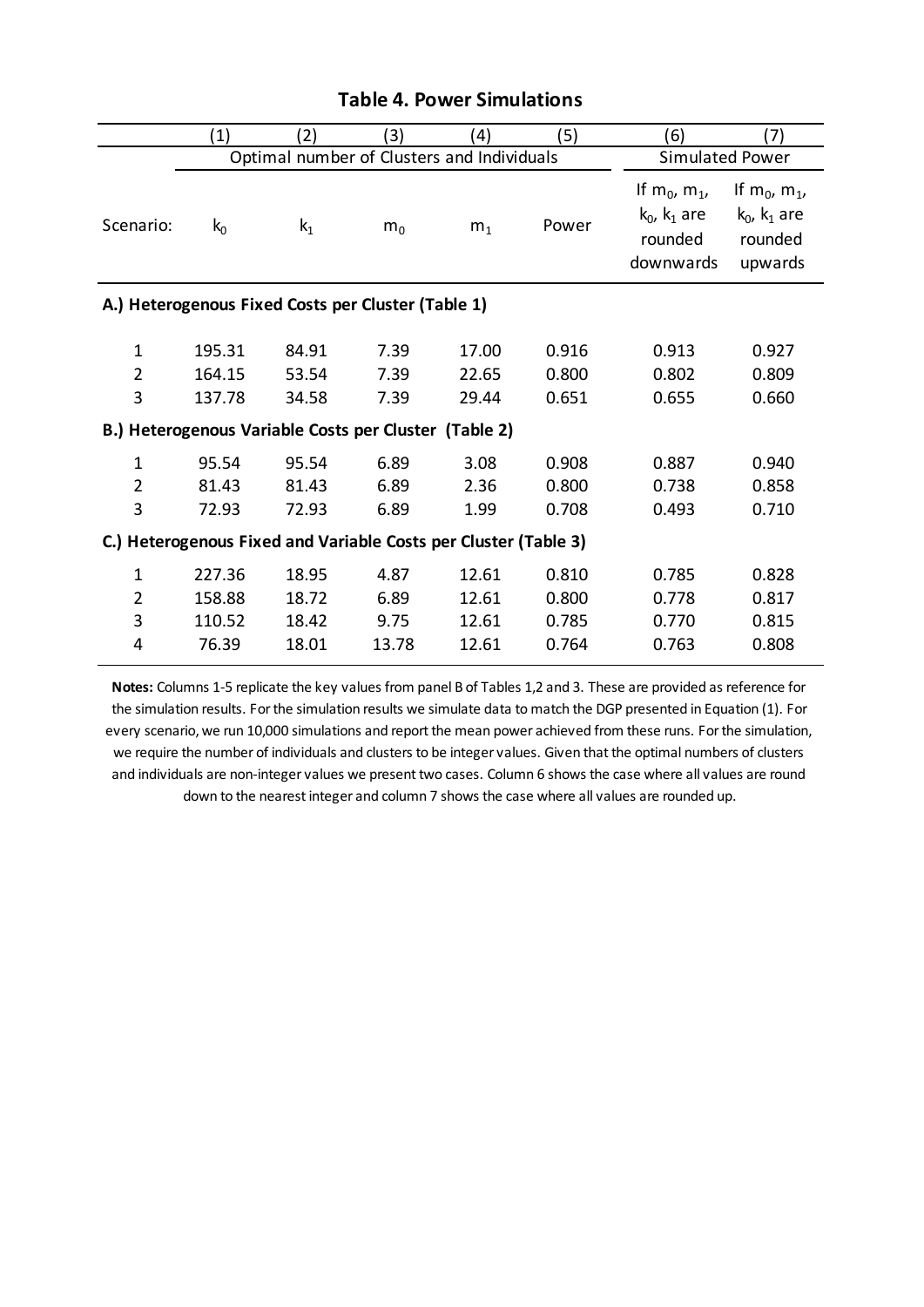**Table 4. Power Simulations**

| | (1) | (2) | (3) | (4) | (5) | (6) | (7) |
|---|---|---|---|---|---|---|---|
| | Optimal number of Clusters and Individuals | | | | | Simulated Power | |
| Scenario: | $k_0$ | $k_1$ | $m_0$ | $m_1$ | Power | If $m_0$, $m_1$, $k_0$, $k_1$ are rounded downwards | If $m_0$, $m_1$, $k_0$, $k_1$ are rounded upwards |
| **A.) Heterogenous Fixed Costs per Cluster (Table 1)** | | | | | | | |
| 1 | 195.31 | 84.91 | 7.39 | 17.00 | 0.916 | 0.913 | 0.927 |
| 2 | 164.15 | 53.54 | 7.39 | 22.65 | 0.800 | 0.802 | 0.809 |
| 3 | 137.78 | 34.58 | 7.39 | 29.44 | 0.651 | 0.655 | 0.660 |
| **B.) Heterogenous Variable Costs per Cluster (Table 2)** | | | | | | | |
| 1 | 95.54 | 95.54 | 6.89 | 3.08 | 0.908 | 0.887 | 0.940 |
| 2 | 81.43 | 81.43 | 6.89 | 2.36 | 0.800 | 0.738 | 0.858 |
| 3 | 72.93 | 72.93 | 6.89 | 1.99 | 0.708 | 0.493 | 0.710 |
| **C.) Heterogenous Fixed and Variable Costs per Cluster (Table 3)** | | | | | | | |
| 1 | 227.36 | 18.95 | 4.87 | 12.61 | 0.810 | 0.785 | 0.828 |
| 2 | 158.88 | 18.72 | 6.89 | 12.61 | 0.800 | 0.778 | 0.817 |
| 3 | 110.52 | 18.42 | 9.75 | 12.61 | 0.785 | 0.770 | 0.815 |
| 4 | 76.39 | 18.01 | 13.78 | 12.61 | 0.764 | 0.763 | 0.808 |

**Notes:** Columns 1-5 replicate the key values from panel B of Tables 1,2 and 3. These are provided as reference for the simulation results. For the simulation results we simulate data to match the DGP presented in Equation (1). For every scenario, we run 10,000 simulations and report the mean power achieved from these runs. For the simulation, we require the number of individuals and clusters to be integer values. Given that the optimal numbers of clusters and individuals are non-integer values we present two cases. Column 6 shows the case where all values are round down to the nearest integer and column 7 shows the case where all values are rounded up.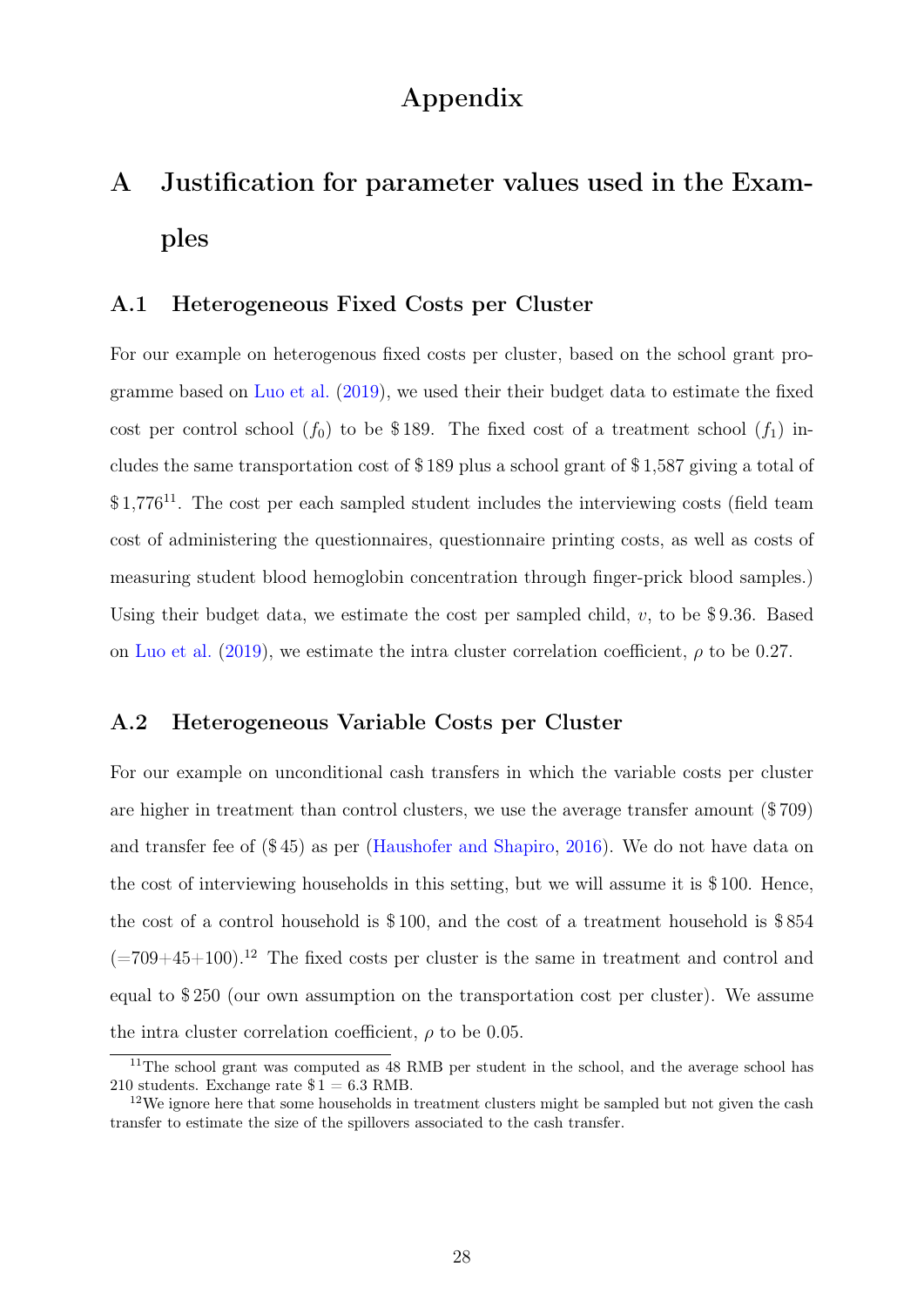# Appendix

## A Justification for parameter values used in the Examples

### A.1 Heterogeneous Fixed Costs per Cluster

For our example on heterogenous fixed costs per cluster, based on the school grant programme based on Luo et al. (2019), we used their their budget data to estimate the fixed cost per control school ($f_0$) to be \$ 189. The fixed cost of a treatment school ($f_1$) includes the same transportation cost of \$ 189 plus a school grant of \$ 1,587 giving a total of \$ 1,776[11]. The cost per each sampled student includes the interviewing costs (field team cost of administering the questionnaires, questionnaire printing costs, as well as costs of measuring student blood hemoglobin concentration through finger-prick blood samples.) Using their budget data, we estimate the cost per sampled child, $v$, to be \$ 9.36. Based on Luo et al. (2019), we estimate the intra cluster correlation coefficient, $\rho$ to be 0.27.

### A.2 Heterogeneous Variable Costs per Cluster

For our example on unconditional cash transfers in which the variable costs per cluster are higher in treatment than control clusters, we use the average transfer amount (\$ 709) and transfer fee of (\$ 45) as per (Haushofer and Shapiro, 2016). We do not have data on the cost of interviewing households in this setting, but we will assume it is \$ 100. Hence, the cost of a control household is \$ 100, and the cost of a treatment household is \$ 854 (=709+45+100).[12] The fixed costs per cluster is the same in treatment and control and equal to \$ 250 (our own assumption on the transportation cost per cluster). We assume the intra cluster correlation coefficient, $\rho$ to be 0.05.

[11] The school grant was computed as 48 RMB per student in the school, and the average school has 210 students. Exchange rate \$ 1 = 6.3 RMB.

[12] We ignore here that some households in treatment clusters might be sampled but not given the cash transfer to estimate the size of the spillovers associated to the cash transfer.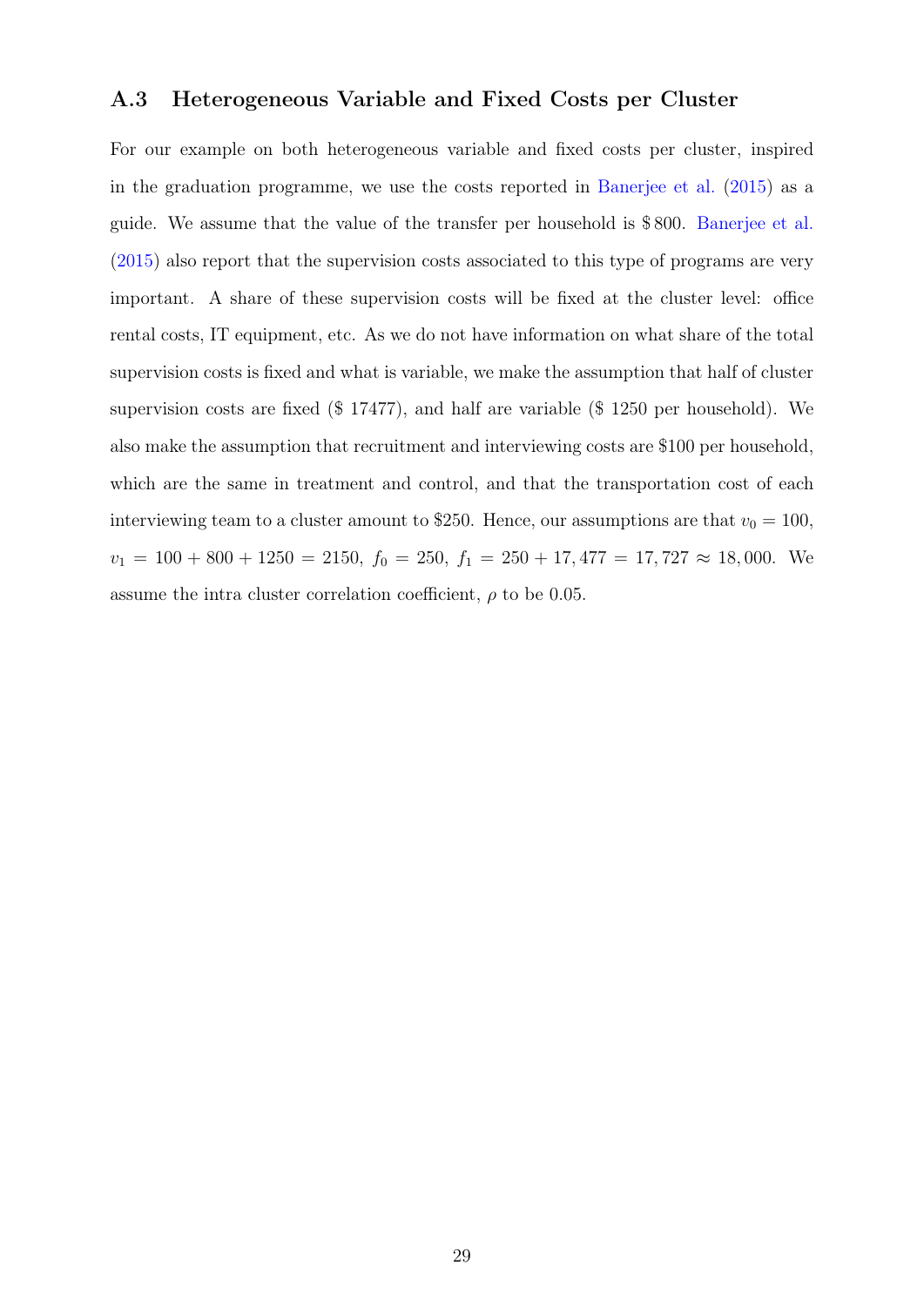### A.3 Heterogeneous Variable and Fixed Costs per Cluster

For our example on both heterogeneous variable and fixed costs per cluster, inspired in the graduation programme, we use the costs reported in Banerjee et al. (2015) as a guide. We assume that the value of the transfer per household is \$ 800. Banerjee et al. (2015) also report that the supervision costs associated to this type of programs are very important. A share of these supervision costs will be fixed at the cluster level: office rental costs, IT equipment, etc. As we do not have information on what share of the total supervision costs is fixed and what is variable, we make the assumption that half of cluster supervision costs are fixed (\$ 17477), and half are variable (\$ 1250 per household). We also make the assumption that recruitment and interviewing costs are \$100 per household, which are the same in treatment and control, and that the transportation cost of each interviewing team to a cluster amount to \$250. Hence, our assumptions are that $v_0 = 100$, $v_1 = 100 + 800 + 1250 = 2150$, $f_0 = 250$, $f_1 = 250 + 17,477 = 17,727 \approx 18,000$. We assume the intra cluster correlation coefficient, $\rho$ to be 0.05.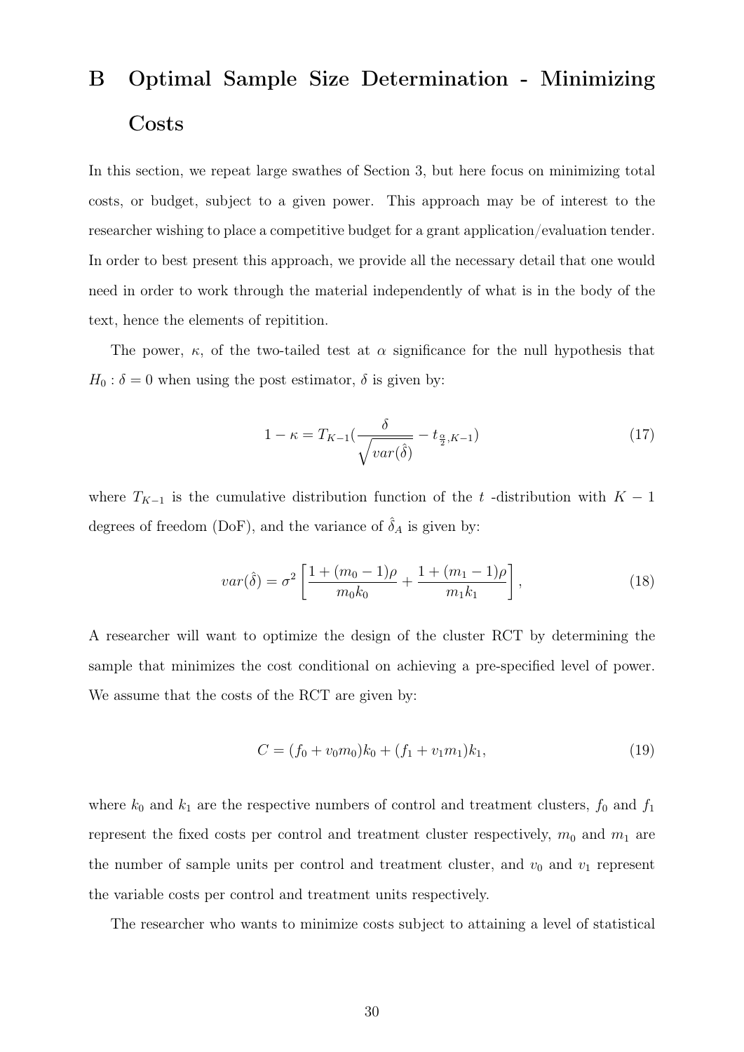# B Optimal Sample Size Determination - Minimizing Costs

In this section, we repeat large swathes of Section 3, but here focus on minimizing total costs, or budget, subject to a given power. This approach may be of interest to the researcher wishing to place a competitive budget for a grant application/evaluation tender. In order to best present this approach, we provide all the necessary detail that one would need in order to work through the material independently of what is in the body of the text, hence the elements of repitition.

The power, $\kappa$, of the two-tailed test at $\alpha$ significance for the null hypothesis that $H_0 : \delta = 0$ when using the post estimator, $\delta$ is given by:

$$1 - \kappa = T_{K-1}(\frac{\delta}{\sqrt{var(\hat{\delta})}} - t_{\frac{\alpha}{2},K-1}) \tag{17}$$

where $T_{K-1}$ is the cumulative distribution function of the $t$ -distribution with $K - 1$ degrees of freedom (DoF), and the variance of $\hat{\delta}_A$ is given by:

$$var(\hat{\delta}) = \sigma^2 \left[ \frac{1 + (m_0 - 1)\rho}{m_0 k_0} + \frac{1 + (m_1 - 1)\rho}{m_1 k_1} \right], \tag{18}$$

A researcher will want to optimize the design of the cluster RCT by determining the sample that minimizes the cost conditional on achieving a pre-specified level of power. We assume that the costs of the RCT are given by:

$$C = (f_0 + v_0 m_0)k_0 + (f_1 + v_1 m_1)k_1, \tag{19}$$

where $k_0$ and $k_1$ are the respective numbers of control and treatment clusters, $f_0$ and $f_1$ represent the fixed costs per control and treatment cluster respectively, $m_0$ and $m_1$ are the number of sample units per control and treatment cluster, and $v_0$ and $v_1$ represent the variable costs per control and treatment units respectively.

The researcher who wants to minimize costs subject to attaining a level of statistical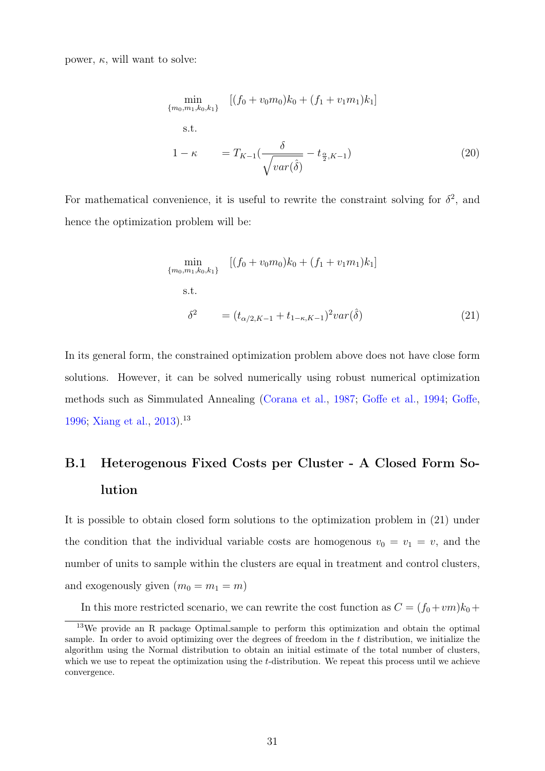power, $\kappa$, will want to solve:

$$
\begin{aligned}
\min_{\{m_0,m_1,k_0,k_1\}} \quad & [(f_0 + v_0 m_0)k_0 + (f_1 + v_1 m_1)k_1] \\
\text{s.t.} \quad & \\
1 - \kappa \quad & = T_{K-1}\left(\frac{\delta}{\sqrt{var(\hat{\delta})}} - t_{\frac{\alpha}{2},K-1}\right)
\end{aligned} \tag{20}
$$

For mathematical convenience, it is useful to rewrite the constraint solving for $\delta^2$, and hence the optimization problem will be:

$$
\begin{aligned}
\min_{\{m_0,m_1,k_0,k_1\}} \quad & [(f_0 + v_0 m_0)k_0 + (f_1 + v_1 m_1)k_1] \\
\text{s.t.} \quad & \\
\delta^2 \quad & = (t_{\alpha/2,K-1} + t_{1-\kappa,K-1})^2 var(\hat{\delta})
\end{aligned} \tag{21}
$$

In its general form, the constrained optimization problem above does not have close form solutions. However, it can be solved numerically using robust numerical optimization methods such as Simmulated Annealing (Corana et al., 1987; Goffe et al., 1994; Goffe, 1996; Xiang et al., 2013).[13]

## B.1 Heterogenous Fixed Costs per Cluster - A Closed Form Solution

It is possible to obtain closed form solutions to the optimization problem in (21) under the condition that the individual variable costs are homogenous $v_0 = v_1 = v$, and the number of units to sample within the clusters are equal in treatment and control clusters, and exogenously given ($m_0 = m_1 = m$)

In this more restricted scenario, we can rewrite the cost function as $C = (f_0 + vm)k_0 +$

[13] We provide an R package Optimal.sample to perform this optimization and obtain the optimal sample. In order to avoid optimizing over the degrees of freedom in the $t$ distribution, we initialize the algorithm using the Normal distribution to obtain an initial estimate of the total number of clusters, which we use to repeat the optimization using the $t$-distribution. We repeat this process until we achieve convergence.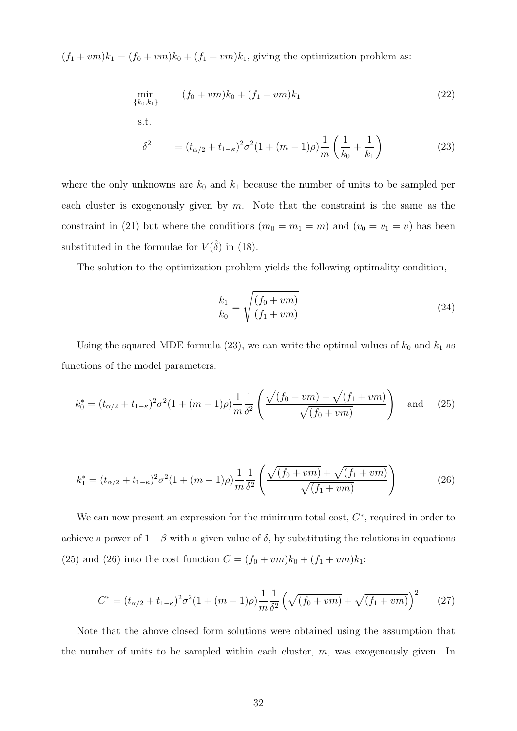$(f_1 + vm)k_1 = (f_0 + vm)k_0 + (f_1 + vm)k_1$, giving the optimization problem as:

$$\min_{\{k_0,k_1\}} \quad (f_0 + vm)k_0 + (f_1 + vm)k_1 \tag{22}$$

s.t.

$$\delta^2 \quad = (t_{\alpha/2} + t_{1-\kappa})^2\sigma^2(1 + (m-1)\rho)\frac{1}{m}\left(\frac{1}{k_0} + \frac{1}{k_1}\right) \tag{23}$$

where the only unknowns are $k_0$ and $k_1$ because the number of units to be sampled per each cluster is exogenously given by $m$. Note that the constraint is the same as the constraint in (21) but where the conditions ($m_0 = m_1 = m$) and ($v_0 = v_1 = v$) has been substituted in the formulae for $V(\hat{\delta})$ in (18).

The solution to the optimization problem yields the following optimality condition,

$$\frac{k_1}{k_0} = \sqrt{\frac{(f_0 + vm)}{(f_1 + vm)}} \tag{24}$$

Using the squared MDE formula (23), we can write the optimal values of $k_0$ and $k_1$ as functions of the model parameters:

$$k_0^* = (t_{\alpha/2} + t_{1-\kappa})^2\sigma^2(1 + (m-1)\rho)\frac{1}{m}\frac{1}{\delta^2}\left(\frac{\sqrt{(f_0 + vm)} + \sqrt{(f_1 + vm)}}{\sqrt{(f_0 + vm)}}\right) \quad \text{and} \tag{25}$$

$$k_1^* = (t_{\alpha/2} + t_{1-\kappa})^2\sigma^2(1 + (m-1)\rho)\frac{1}{m}\frac{1}{\delta^2}\left(\frac{\sqrt{(f_0 + vm)} + \sqrt{(f_1 + vm)}}{\sqrt{(f_1 + vm)}}\right) \tag{26}$$

We can now present an expression for the minimum total cost, $C^*$, required in order to achieve a power of $1 - \beta$ with a given value of $\delta$, by substituting the relations in equations (25) and (26) into the cost function $C = (f_0 + vm)k_0 + (f_1 + vm)k_1$:

$$C^* = (t_{\alpha/2} + t_{1-\kappa})^2\sigma^2(1 + (m-1)\rho)\frac{1}{m}\frac{1}{\delta^2}\left(\sqrt{(f_0 + vm)} + \sqrt{(f_1 + vm)}\right)^2 \tag{27}$$

Note that the above closed form solutions were obtained using the assumption that the number of units to be sampled within each cluster, $m$, was exogenously given. In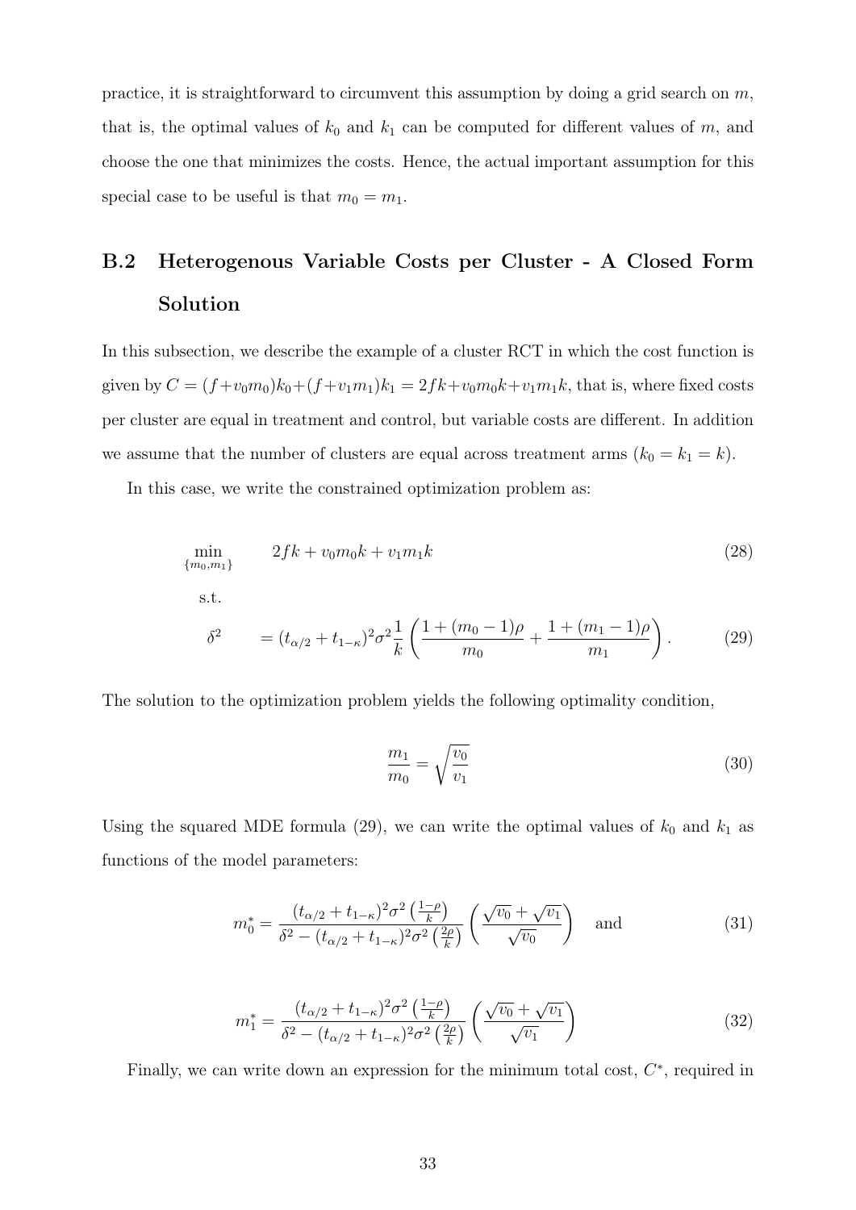practice, it is straightforward to circumvent this assumption by doing a grid search on $m$, that is, the optimal values of $k_0$ and $k_1$ can be computed for different values of $m$, and choose the one that minimizes the costs. Hence, the actual important assumption for this special case to be useful is that $m_0 = m_1$.

## B.2 Heterogenous Variable Costs per Cluster - A Closed Form Solution

In this subsection, we describe the example of a cluster RCT in which the cost function is given by $C = (f + v_0 m_0)k_0 + (f + v_1 m_1)k_1 = 2fk + v_0 m_0 k + v_1 m_1 k$, that is, where fixed costs per cluster are equal in treatment and control, but variable costs are different. In addition we assume that the number of clusters are equal across treatment arms ($k_0 = k_1 = k$).

In this case, we write the constrained optimization problem as:

$$\min_{\{m_0, m_1\}} \quad 2fk + v_0 m_0 k + v_1 m_1 k \tag{28}$$

s.t.

$$\delta^2 = (t_{\alpha/2} + t_{1-\kappa})^2 \sigma^2 \frac{1}{k} \left( \frac{1 + (m_0 - 1)\rho}{m_0} + \frac{1 + (m_1 - 1)\rho}{m_1} \right). \tag{29}$$

The solution to the optimization problem yields the following optimality condition,

$$\frac{m_1}{m_0} = \sqrt{\frac{v_0}{v_1}} \tag{30}$$

Using the squared MDE formula (29), we can write the optimal values of $k_0$ and $k_1$ as functions of the model parameters:

$$m_0^* = \frac{(t_{\alpha/2} + t_{1-\kappa})^2 \sigma^2 \left(\frac{1-\rho}{k}\right)}{\delta^2 - (t_{\alpha/2} + t_{1-\kappa})^2 \sigma^2 \left(\frac{2\rho}{k}\right)} \left( \frac{\sqrt{v_0} + \sqrt{v_1}}{\sqrt{v_0}} \right) \quad \text{and} \tag{31}$$

$$m_1^* = \frac{(t_{\alpha/2} + t_{1-\kappa})^2 \sigma^2 \left(\frac{1-\rho}{k}\right)}{\delta^2 - (t_{\alpha/2} + t_{1-\kappa})^2 \sigma^2 \left(\frac{2\rho}{k}\right)} \left( \frac{\sqrt{v_0} + \sqrt{v_1}}{\sqrt{v_1}} \right) \tag{32}$$

Finally, we can write down an expression for the minimum total cost, $C^*$, required in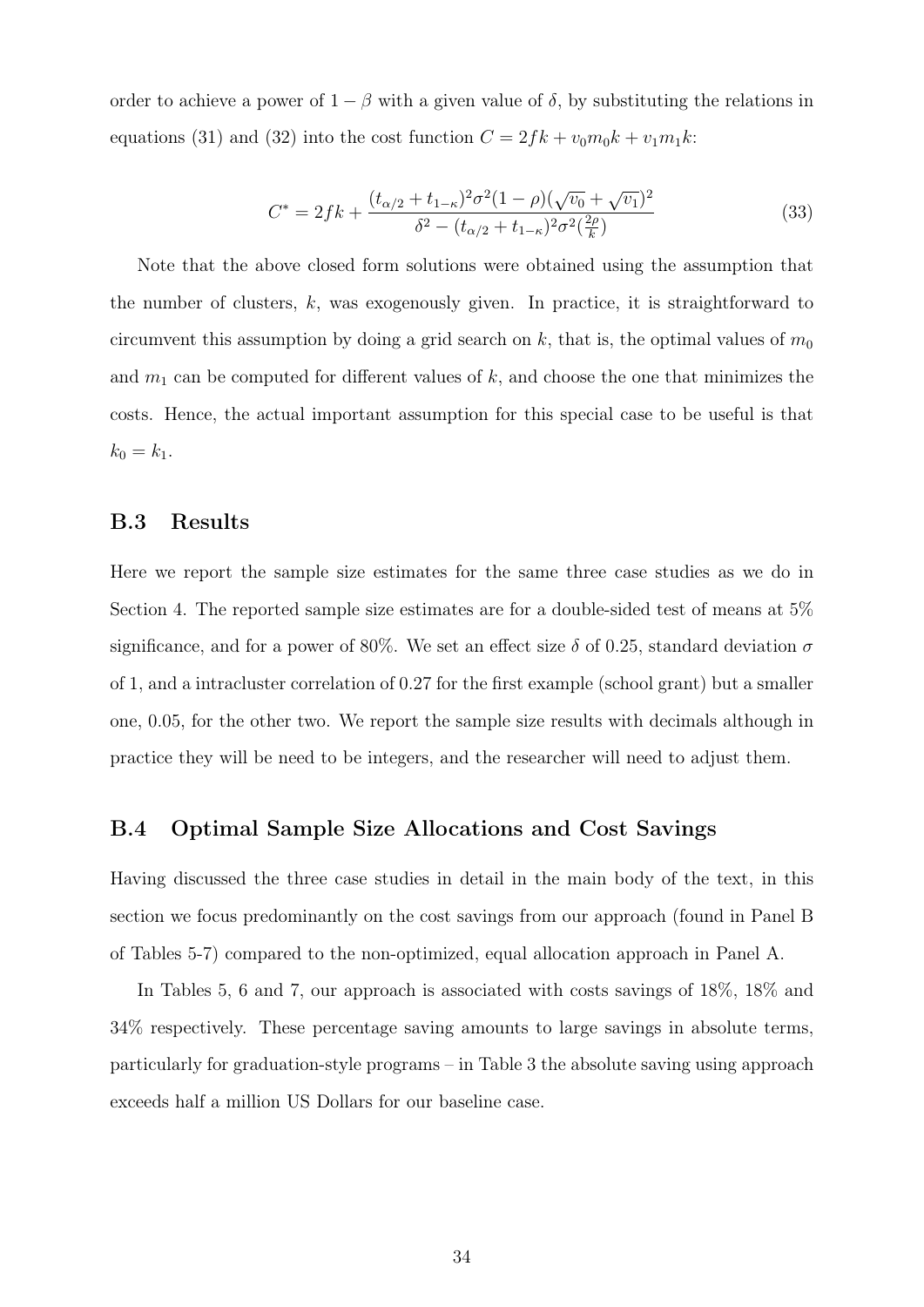order to achieve a power of $1 - \beta$ with a given value of $\delta$, by substituting the relations in equations (31) and (32) into the cost function $C = 2fk + v_0 m_0 k + v_1 m_1 k$:

$$C^* = 2fk + \frac{(t_{\alpha/2} + t_{1-\kappa})^2 \sigma^2 (1-\rho)(\sqrt{v_0} + \sqrt{v_1})^2}{\delta^2 - (t_{\alpha/2} + t_{1-\kappa})^2 \sigma^2 (\frac{2\rho}{k})} \tag{33}$$

Note that the above closed form solutions were obtained using the assumption that the number of clusters, $k$, was exogenously given. In practice, it is straightforward to circumvent this assumption by doing a grid search on $k$, that is, the optimal values of $m_0$ and $m_1$ can be computed for different values of $k$, and choose the one that minimizes the costs. Hence, the actual important assumption for this special case to be useful is that $k_0 = k_1$.

## B.3 Results

Here we report the sample size estimates for the same three case studies as we do in Section 4. The reported sample size estimates are for a double-sided test of means at 5% significance, and for a power of 80%. We set an effect size $\delta$ of 0.25, standard deviation $\sigma$ of 1, and a intracluster correlation of 0.27 for the first example (school grant) but a smaller one, 0.05, for the other two. We report the sample size results with decimals although in practice they will be need to be integers, and the researcher will need to adjust them.

## B.4 Optimal Sample Size Allocations and Cost Savings

Having discussed the three case studies in detail in the main body of the text, in this section we focus predominantly on the cost savings from our approach (found in Panel B of Tables 5-7) compared to the non-optimized, equal allocation approach in Panel A.

In Tables 5, 6 and 7, our approach is associated with costs savings of 18%, 18% and 34% respectively. These percentage saving amounts to large savings in absolute terms, particularly for graduation-style programs – in Table 3 the absolute saving using approach exceeds half a million US Dollars for our baseline case.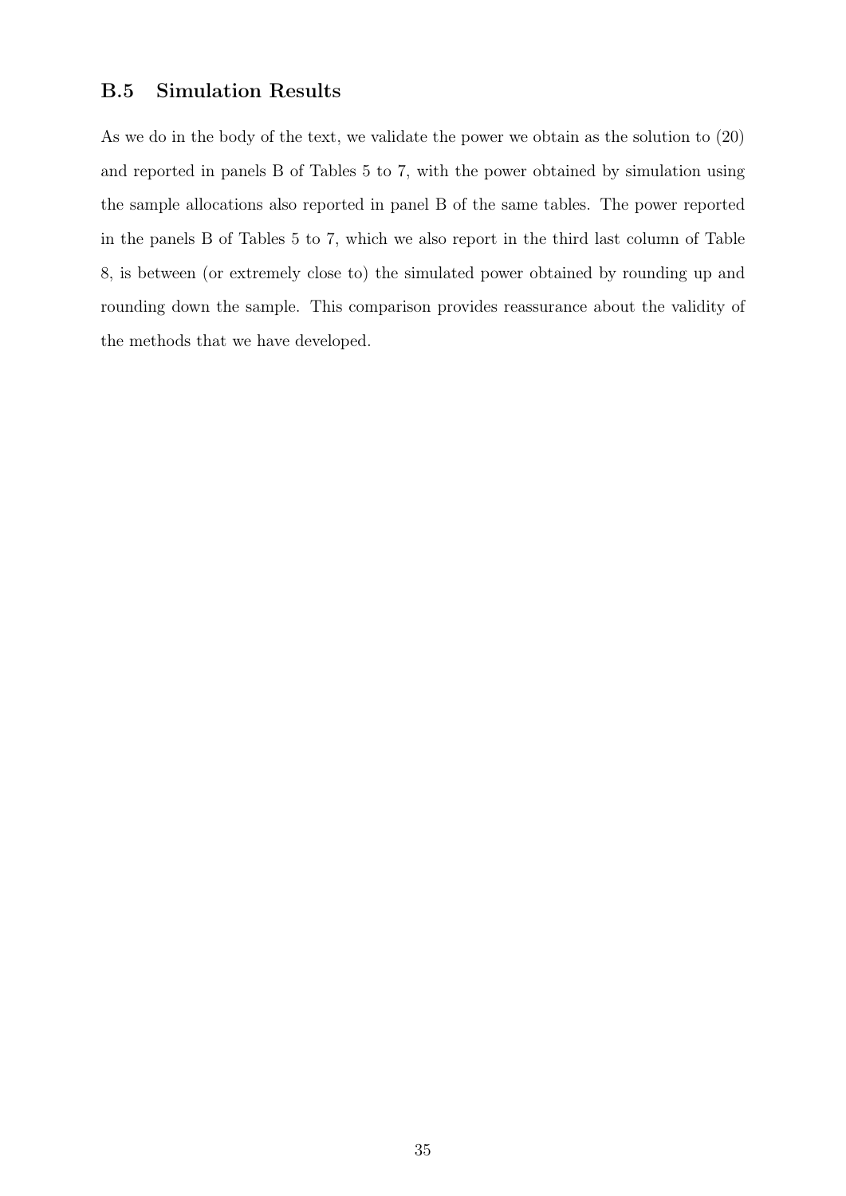### B.5 Simulation Results

As we do in the body of the text, we validate the power we obtain as the solution to (20) and reported in panels B of Tables 5 to 7, with the power obtained by simulation using the sample allocations also reported in panel B of the same tables. The power reported in the panels B of Tables 5 to 7, which we also report in the third last column of Table 8, is between (or extremely close to) the simulated power obtained by rounding up and rounding down the sample. This comparison provides reassurance about the validity of the methods that we have developed.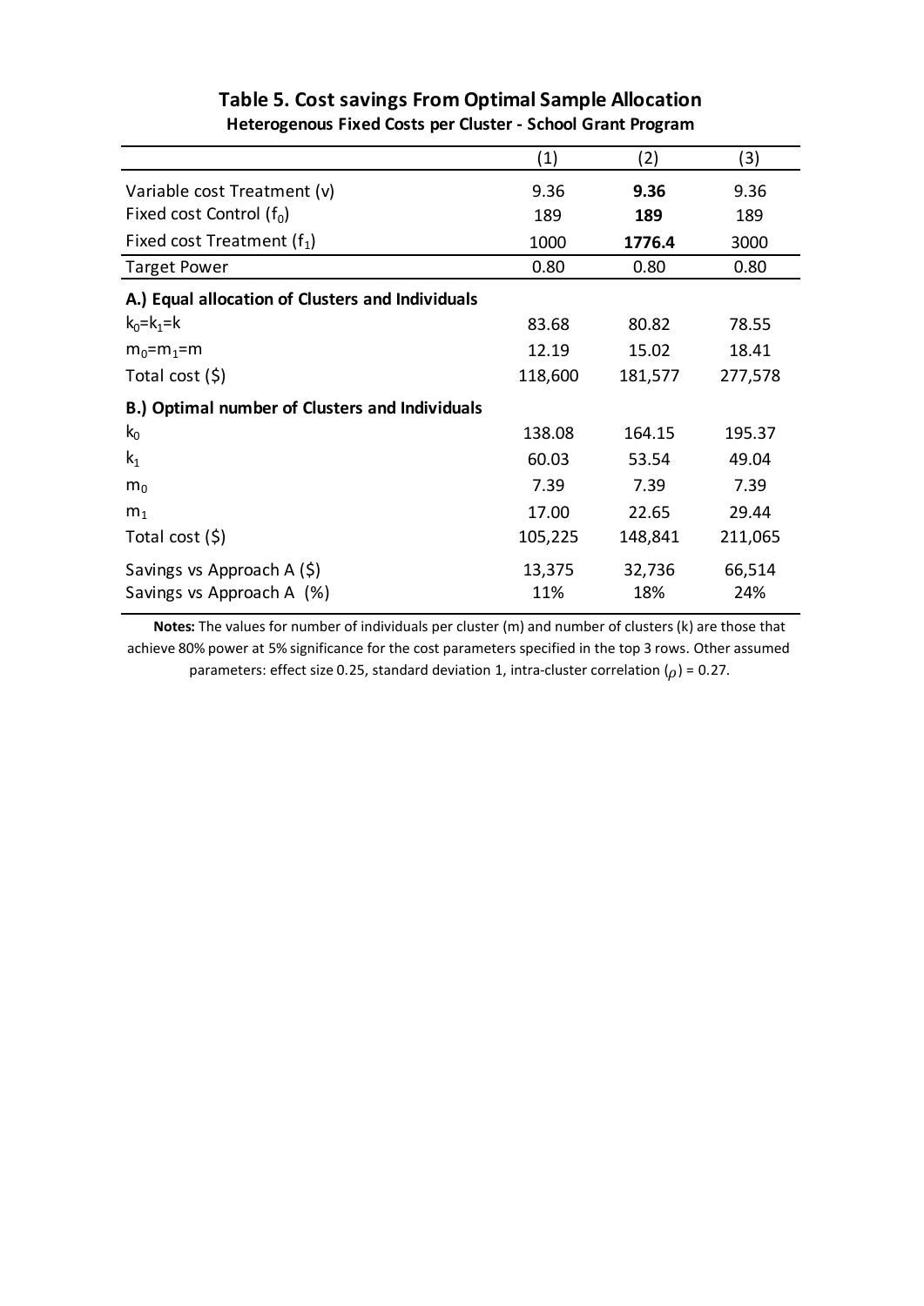**Table 5. Cost savings From Optimal Sample Allocation**

**Heterogenous Fixed Costs per Cluster - School Grant Program**

| | (1) | (2) | (3) |
|---|---|---|---|
| Variable cost Treatment ($v$) | 9.36 | **9.36** | 9.36 |
| Fixed cost Control ($f_0$) | 189 | **189** | 189 |
| Fixed cost Treatment ($f_1$) | 1000 | **1776.4** | 3000 |
| Target Power | 0.80 | 0.80 | 0.80 |
| **A.) Equal allocation of Clusters and Individuals** | | | |
| $k_0=k_1=k$ | 83.68 | 80.82 | 78.55 |
| $m_0=m_1=m$ | 12.19 | 15.02 | 18.41 |
| Total cost ($) | 118,600 | 181,577 | 277,578 |
| **B.) Optimal number of Clusters and Individuals** | | | |
| $k_0$ | 138.08 | 164.15 | 195.37 |
| $k_1$ | 60.03 | 53.54 | 49.04 |
| $m_0$ | 7.39 | 7.39 | 7.39 |
| $m_1$ | 17.00 | 22.65 | 29.44 |
| Total cost ($) | 105,225 | 148,841 | 211,065 |
| Savings vs Approach A ($) | 13,375 | 32,736 | 66,514 |
| Savings vs Approach A (%) | 11% | 18% | 24% |

**Notes:** The values for number of individuals per cluster (m) and number of clusters (k) are those that achieve 80% power at 5% significance for the cost parameters specified in the top 3 rows. Other assumed parameters: effect size 0.25, standard deviation 1, intra-cluster correlation ($\rho$) = 0.27.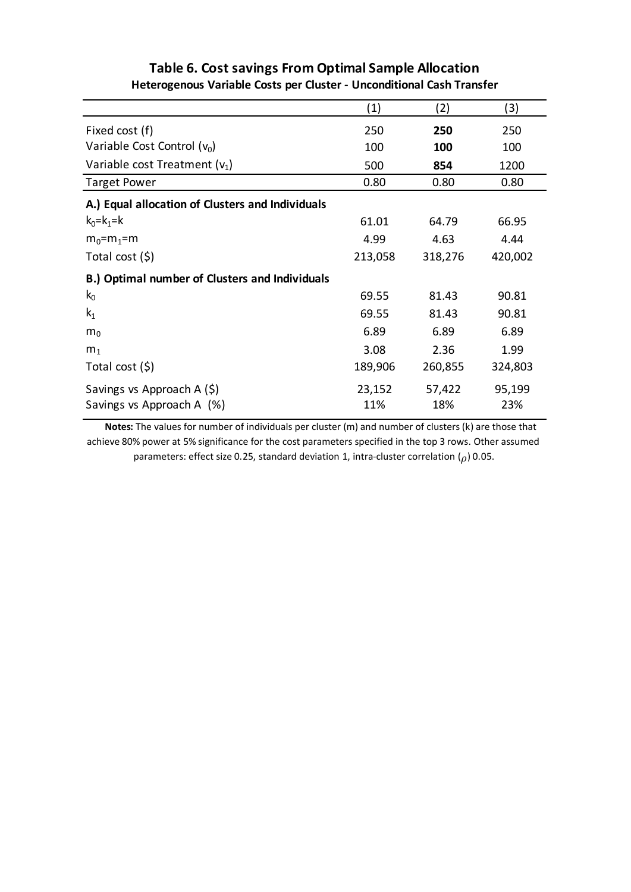# Table 6. Cost savings From Optimal Sample Allocation

**Heterogenous Variable Costs per Cluster - Unconditional Cash Transfer**

| | (1) | (2) | (3) |
|---|---|---|---|
| Fixed cost (f) | 250 | **250** | 250 |
| Variable Cost Control ($v_0$) | 100 | **100** | 100 |
| Variable cost Treatment ($v_1$) | 500 | **854** | 1200 |
| Target Power | 0.80 | 0.80 | 0.80 |
| **A.) Equal allocation of Clusters and Individuals** | | | |
| $k_0$=$k_1$=k | 61.01 | 64.79 | 66.95 |
| $m_0$=$m_1$=m | 4.99 | 4.63 | 4.44 |
| Total cost ($) | 213,058 | 318,276 | 420,002 |
| **B.) Optimal number of Clusters and Individuals** | | | |
| $k_0$ | 69.55 | 81.43 | 90.81 |
| $k_1$ | 69.55 | 81.43 | 90.81 |
| $m_0$ | 6.89 | 6.89 | 6.89 |
| $m_1$ | 3.08 | 2.36 | 1.99 |
| Total cost ($) | 189,906 | 260,855 | 324,803 |
| Savings vs Approach A ($) | 23,152 | 57,422 | 95,199 |
| Savings vs Approach A (%) | 11% | 18% | 23% |

**Notes:** The values for number of individuals per cluster (m) and number of clusters (k) are those that achieve 80% power at 5% significance for the cost parameters specified in the top 3 rows. Other assumed parameters: effect size 0.25, standard deviation 1, intra-cluster correlation ($\rho$) 0.05.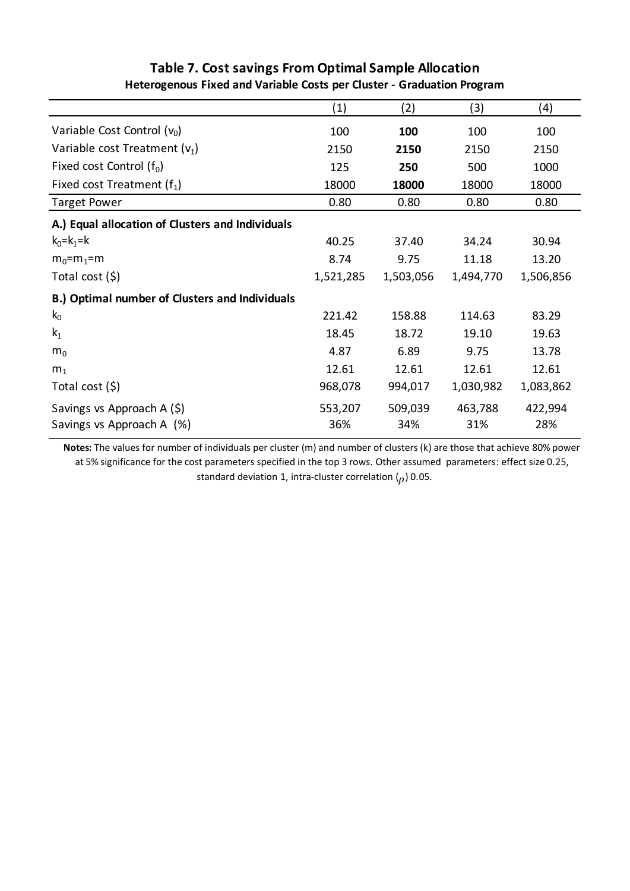## Table 7. Cost savings From Optimal Sample Allocation

**Heterogenous Fixed and Variable Costs per Cluster - Graduation Program**

| | (1) | (2) | (3) | (4) |
|---|---|---|---|---|
| Variable Cost Control ($v_0$) | 100 | **100** | 100 | 100 |
| Variable cost Treatment ($v_1$) | 2150 | **2150** | 2150 | 2150 |
| Fixed cost Control ($f_0$) | 125 | **250** | 500 | 1000 |
| Fixed cost Treatment ($f_1$) | 18000 | **18000** | 18000 | 18000 |
| Target Power | 0.80 | 0.80 | 0.80 | 0.80 |
| **A.) Equal allocation of Clusters and Individuals** | | | | |
| $k_0$=$k_1$=k | 40.25 | 37.40 | 34.24 | 30.94 |
| $m_0$=$m_1$=m | 8.74 | 9.75 | 11.18 | 13.20 |
| Total cost ($) | 1,521,285 | 1,503,056 | 1,494,770 | 1,506,856 |
| **B.) Optimal number of Clusters and Individuals** | | | | |
| $k_0$ | 221.42 | 158.88 | 114.63 | 83.29 |
| $k_1$ | 18.45 | 18.72 | 19.10 | 19.63 |
| $m_0$ | 4.87 | 6.89 | 9.75 | 13.78 |
| $m_1$ | 12.61 | 12.61 | 12.61 | 12.61 |
| Total cost ($) | 968,078 | 994,017 | 1,030,982 | 1,083,862 |
| Savings vs Approach A ($) | 553,207 | 509,039 | 463,788 | 422,994 |
| Savings vs Approach A (%) | 36% | 34% | 31% | 28% |

**Notes:** The values for number of individuals per cluster (m) and number of clusters (k) are those that achieve 80% power at 5% significance for the cost parameters specified in the top 3 rows. Other assumed parameters: effect size 0.25, standard deviation 1, intra-cluster correlation ($\rho$) 0.05.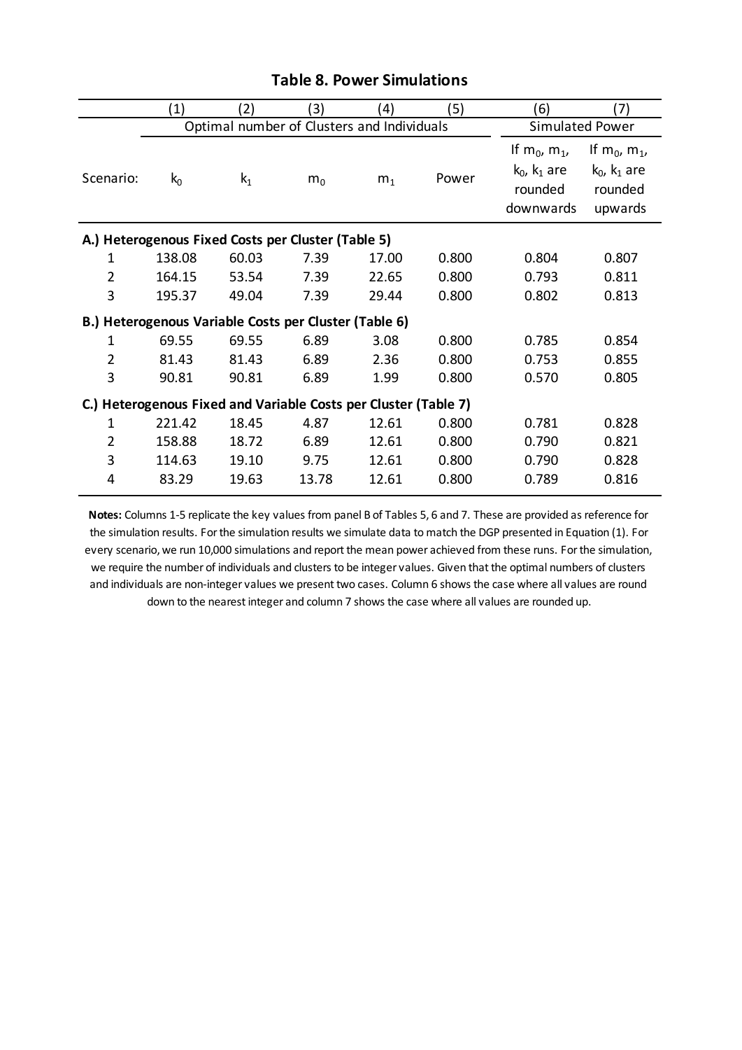**Table 8. Power Simulations**

| | (1) | (2) | (3) | (4) | (5) | (6) | (7) |
|---|---|---|---|---|---|---|---|
| | Optimal number of Clusters and Individuals | | | | | Simulated Power | |
| Scenario: | $k_0$ | $k_1$ | $m_0$ | $m_1$ | Power | If $m_0$, $m_1$, $k_0$, $k_1$ are rounded downwards | If $m_0$, $m_1$, $k_0$, $k_1$ are rounded upwards |
| **A.) Heterogenous Fixed Costs per Cluster (Table 5)** | | | | | | | |
| 1 | 138.08 | 60.03 | 7.39 | 17.00 | 0.800 | 0.804 | 0.807 |
| 2 | 164.15 | 53.54 | 7.39 | 22.65 | 0.800 | 0.793 | 0.811 |
| 3 | 195.37 | 49.04 | 7.39 | 29.44 | 0.800 | 0.802 | 0.813 |
| **B.) Heterogenous Variable Costs per Cluster (Table 6)** | | | | | | | |
| 1 | 69.55 | 69.55 | 6.89 | 3.08 | 0.800 | 0.785 | 0.854 |
| 2 | 81.43 | 81.43 | 6.89 | 2.36 | 0.800 | 0.753 | 0.855 |
| 3 | 90.81 | 90.81 | 6.89 | 1.99 | 0.800 | 0.570 | 0.805 |
| **C.) Heterogenous Fixed and Variable Costs per Cluster (Table 7)** | | | | | | | |
| 1 | 221.42 | 18.45 | 4.87 | 12.61 | 0.800 | 0.781 | 0.828 |
| 2 | 158.88 | 18.72 | 6.89 | 12.61 | 0.800 | 0.790 | 0.821 |
| 3 | 114.63 | 19.10 | 9.75 | 12.61 | 0.800 | 0.790 | 0.828 |
| 4 | 83.29 | 19.63 | 13.78 | 12.61 | 0.800 | 0.789 | 0.816 |

**Notes:** Columns 1-5 replicate the key values from panel B of Tables 5, 6 and 7. These are provided as reference for the simulation results. For the simulation results we simulate data to match the DGP presented in Equation (1). For every scenario, we run 10,000 simulations and report the mean power achieved from these runs. For the simulation, we require the number of individuals and clusters to be integer values. Given that the optimal numbers of clusters and individuals are non-integer values we present two cases. Column 6 shows the case where all values are round down to the nearest integer and column 7 shows the case where all values are rounded up.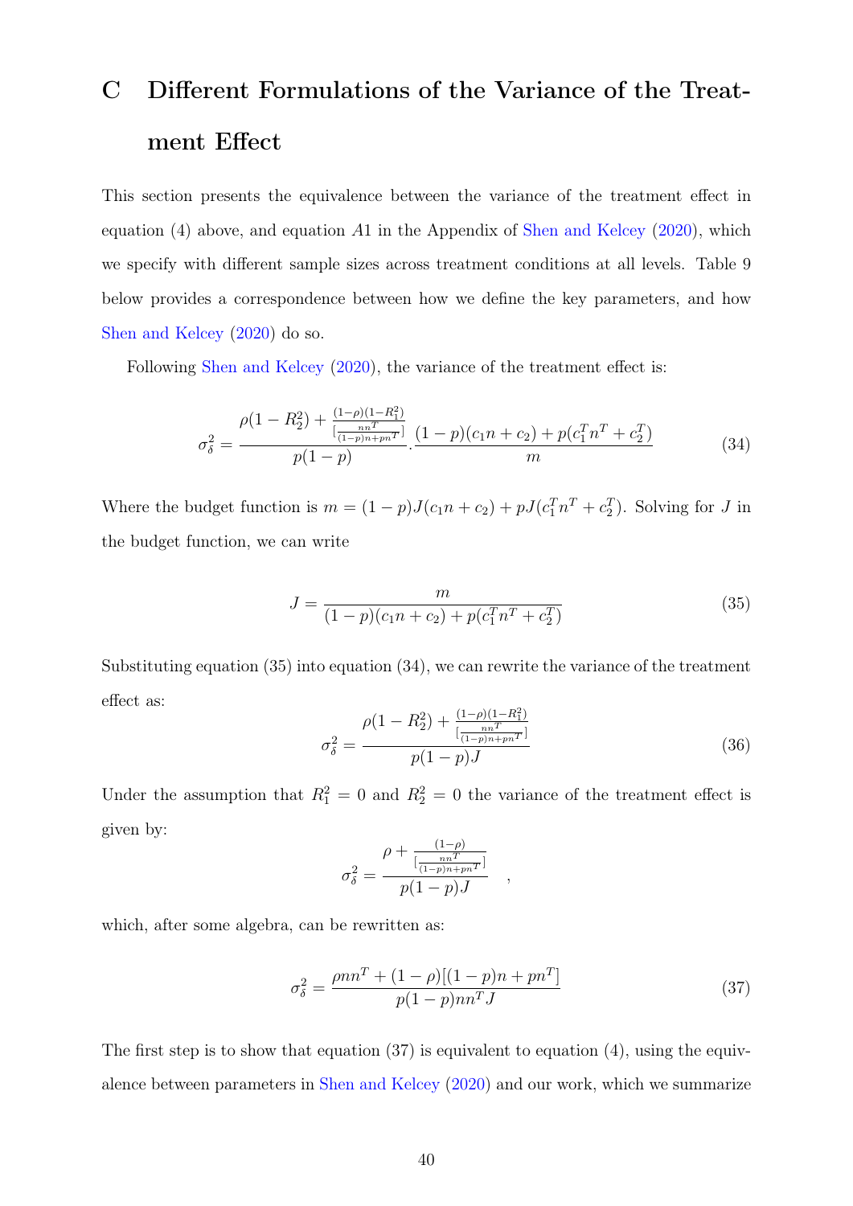# C Different Formulations of the Variance of the Treatment Effect

This section presents the equivalence between the variance of the treatment effect in equation (4) above, and equation $A1$ in the Appendix of Shen and Kelcey (2020), which we specify with different sample sizes across treatment conditions at all levels. Table 9 below provides a correspondence between how we define the key parameters, and how Shen and Kelcey (2020) do so.

Following Shen and Kelcey (2020), the variance of the treatment effect is:

$$\sigma_\delta^2 = \frac{\rho(1-R_2^2) + \frac{(1-\rho)(1-R_1^2)}{[\frac{nn^T}{(1-p)n+pn^T}]}}{p(1-p)} . \frac{(1-p)(c_1 n + c_2) + p(c_1^T n^T + c_2^T)}{m} \tag{34}$$

Where the budget function is $m = (1-p)J(c_1 n + c_2) + pJ(c_1^T n^T + c_2^T)$. Solving for $J$ in the budget function, we can write

$$J = \frac{m}{(1-p)(c_1 n + c_2) + p(c_1^T n^T + c_2^T)} \tag{35}$$

Substituting equation (35) into equation (34), we can rewrite the variance of the treatment effect as:

$$\sigma_\delta^2 = \frac{\rho(1-R_2^2) + \frac{(1-\rho)(1-R_1^2)}{[\frac{nn^T}{(1-p)n+pn^T}]}}{p(1-p)J} \tag{36}$$

Under the assumption that $R_1^2 = 0$ and $R_2^2 = 0$ the variance of the treatment effect is given by:

$$\sigma_\delta^2 = \frac{\rho + \frac{(1-\rho)}{[\frac{nn^T}{(1-p)n+pn^T}]}}{p(1-p)J} \quad ,$$

which, after some algebra, can be rewritten as:

$$\sigma_\delta^2 = \frac{\rho nn^T + (1-\rho)[(1-p)n + pn^T]}{p(1-p)nn^T J} \tag{37}$$

The first step is to show that equation (37) is equivalent to equation (4), using the equivalence between parameters in Shen and Kelcey (2020) and our work, which we summarize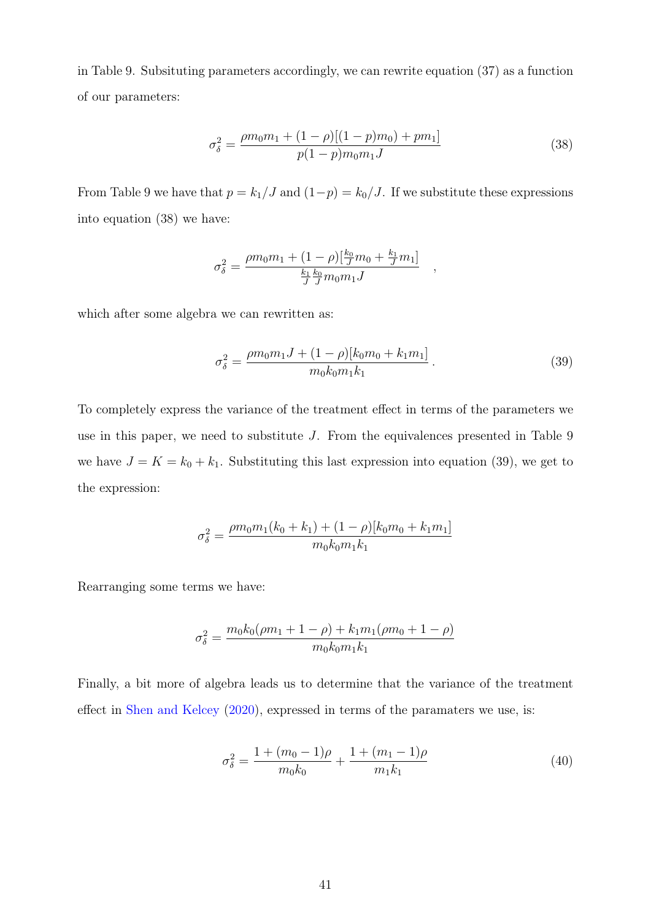in Table 9. Subsituting parameters accordingly, we can rewrite equation (37) as a function of our parameters:

$$\sigma_{\delta}^{2} = \frac{\rho m_0 m_1 + (1-\rho)[(1-p)m_0) + p m_1]}{p(1-p)m_0 m_1 J} \tag{38}$$

From Table 9 we have that $p = k_1/J$ and $(1-p) = k_0/J$. If we substitute these expressions into equation (38) we have:

$$\sigma_{\delta}^{2} = \frac{\rho m_0 m_1 + (1-\rho)[\frac{k_0}{J}m_0 + \frac{k_1}{J}m_1]}{\frac{k_1}{J}\frac{k_0}{J}m_0 m_1 J} \quad ,$$

which after some algebra we can rewritten as:

$$\sigma_{\delta}^{2} = \frac{\rho m_0 m_1 J + (1-\rho)[k_0 m_0 + k_1 m_1]}{m_0 k_0 m_1 k_1} \, . \tag{39}$$

To completely express the variance of the treatment effect in terms of the parameters we use in this paper, we need to substitute $J$. From the equivalences presented in Table 9 we have $J = K = k_0 + k_1$. Substituting this last expression into equation (39), we get to the expression:

$$\sigma_{\delta}^{2} = \frac{\rho m_0 m_1 (k_0 + k_1) + (1-\rho)[k_0 m_0 + k_1 m_1]}{m_0 k_0 m_1 k_1}$$

Rearranging some terms we have:

$$\sigma_{\delta}^{2} = \frac{m_0 k_0 (\rho m_1 + 1 - \rho) + k_1 m_1 (\rho m_0 + 1 - \rho)}{m_0 k_0 m_1 k_1}$$

Finally, a bit more of algebra leads us to determine that the variance of the treatment effect in Shen and Kelcey (2020), expressed in terms of the paramaters we use, is:

$$\sigma_{\delta}^{2} = \frac{1 + (m_0 - 1)\rho}{m_0 k_0} + \frac{1 + (m_1 - 1)\rho}{m_1 k_1} \tag{40}$$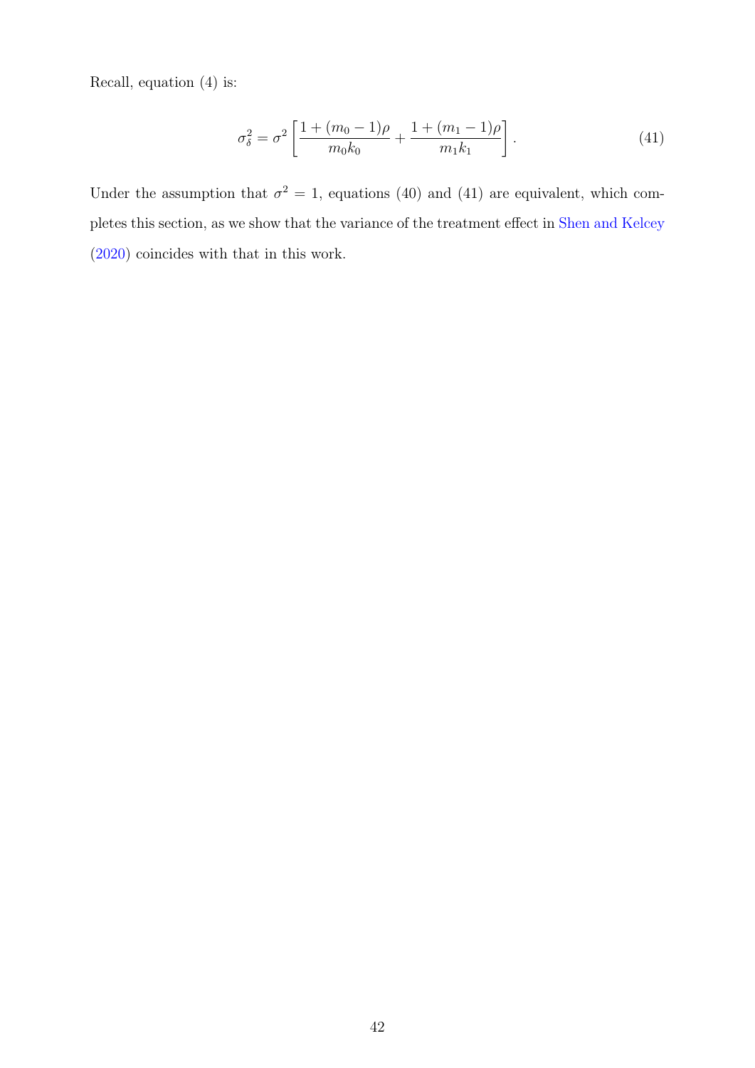Recall, equation (4) is:

$$\sigma_\delta^2 = \sigma^2 \left[ \frac{1 + (m_0 - 1)\rho}{m_0 k_0} + \frac{1 + (m_1 - 1)\rho}{m_1 k_1} \right]. \tag{41}$$

Under the assumption that $\sigma^2 = 1$, equations (40) and (41) are equivalent, which completes this section, as we show that the variance of the treatment effect in Shen and Kelcey (2020) coincides with that in this work.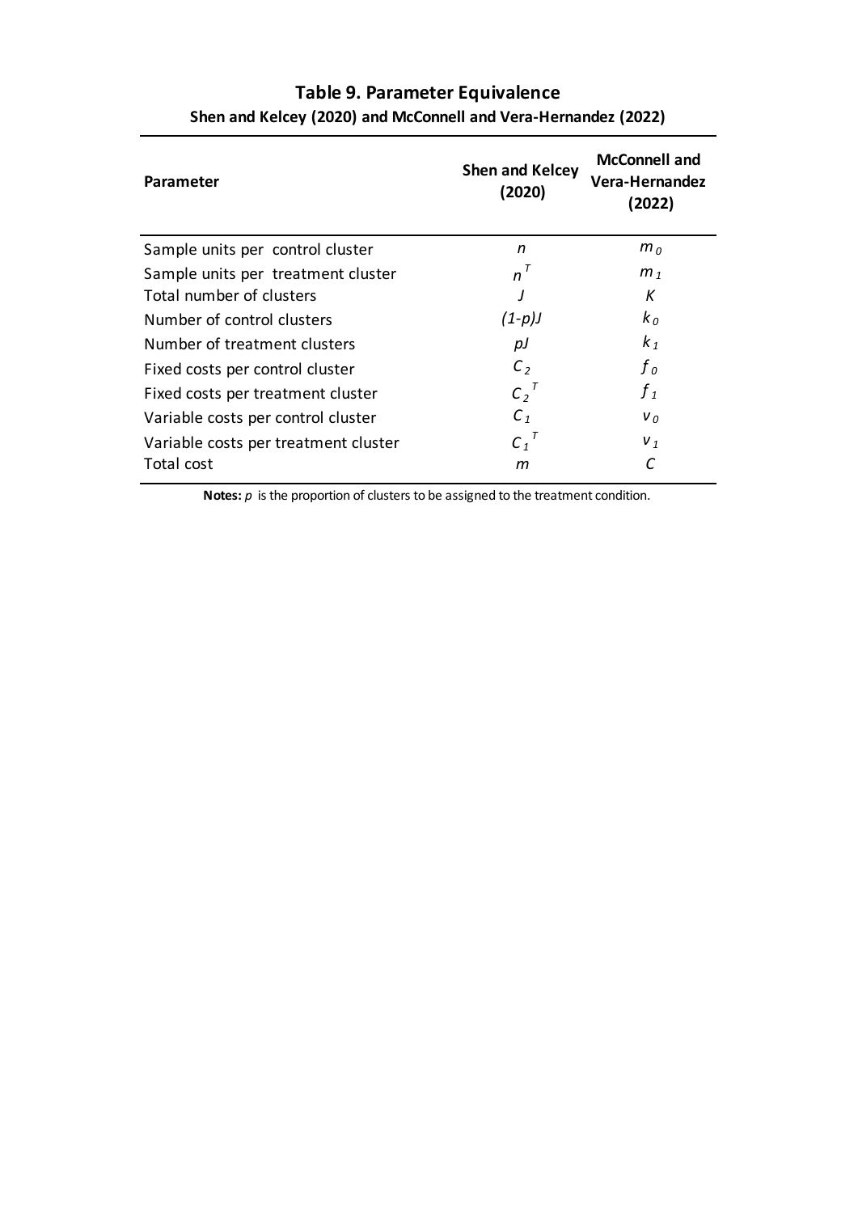## Table 9. Parameter Equivalence

**Shen and Kelcey (2020) and McConnell and Vera-Hernandez (2022)**

| Parameter | Shen and Kelcey (2020) | McConnell and Vera-Hernandez (2022) |
|---|---|---|
| Sample units per control cluster | $n$ | $m_0$ |
| Sample units per treatment cluster | $n^T$ | $m_1$ |
| Total number of clusters | $J$ | $K$ |
| Number of control clusters | $(1-p)J$ | $k_0$ |
| Number of treatment clusters | $pJ$ | $k_1$ |
| Fixed costs per control cluster | $C_2$ | $f_0$ |
| Fixed costs per treatment cluster | $C_2^T$ | $f_1$ |
| Variable costs per control cluster | $C_1$ | $v_0$ |
| Variable costs per treatment cluster | $C_1^T$ | $v_1$ |
| Total cost | $m$ | $C$ |

**Notes:** $p$ is the proportion of clusters to be assigned to the treatment condition.